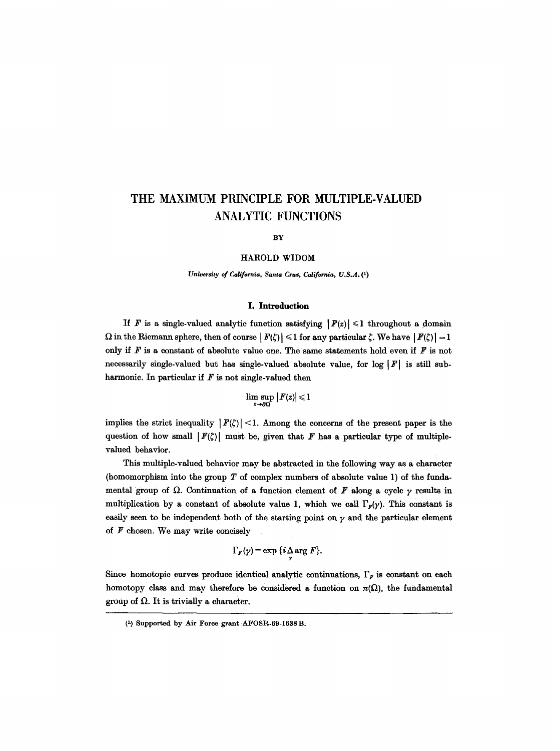# THE MAXIMUM PRINCIPLE FOR MULTIPLE-VALUED ANALYTIC FUNCTIONS

BY

HAROLD WIDOM

*University of California, Santa Cruz, California, U.S.A.* [1]

## I. Introduction

If $F$ is a single-valued analytic function satisfying $|F(z)| \leqslant 1$ throughout a domain $\Omega$ in the Riemann sphere, then of course $|F(\zeta)| \leqslant 1$ for any particular $\zeta$. We have $|F(\zeta)| = 1$ only if $F$ is a constant of absolute value one. The same statements hold even if $F$ is not necessarily single-valued but has single-valued absolute value, for $\log |F|$ is still subharmonic. In particular if $F$ is not single-valued then

$$\limsup_{z \to \partial\Omega} |F(z)| \leqslant 1$$

implies the strict inequality $|F(\zeta)| < 1$. Among the concerns of the present paper is the question of how small $|F(\zeta)|$ must be, given that $F$ has a particular type of multiple-valued behavior.

This multiple-valued behavior may be abstracted in the following way as a character (homomorphism into the group $T$ of complex numbers of absolute value 1) of the fundamental group of $\Omega$. Continuation of a function element of $F$ along a cycle $\gamma$ results in multiplication by a constant of absolute value 1, which we call $\Gamma_F(\gamma)$. This constant is easily seen to be independent both of the starting point on $\gamma$ and the particular element of $F$ chosen. We may write concisely

$$\Gamma_F(\gamma) = \exp\{i \underset{\gamma}{\Delta} \arg F\}.$$

Since homotopic curves produce identical analytic continuations, $\Gamma_F$ is constant on each homotopy class and may therefore be considered a function on $\pi(\Omega)$, the fundamental group of $\Omega$. It is trivially a character.

---

[1] Supported by Air Force grant AFOSR-69-1638 B.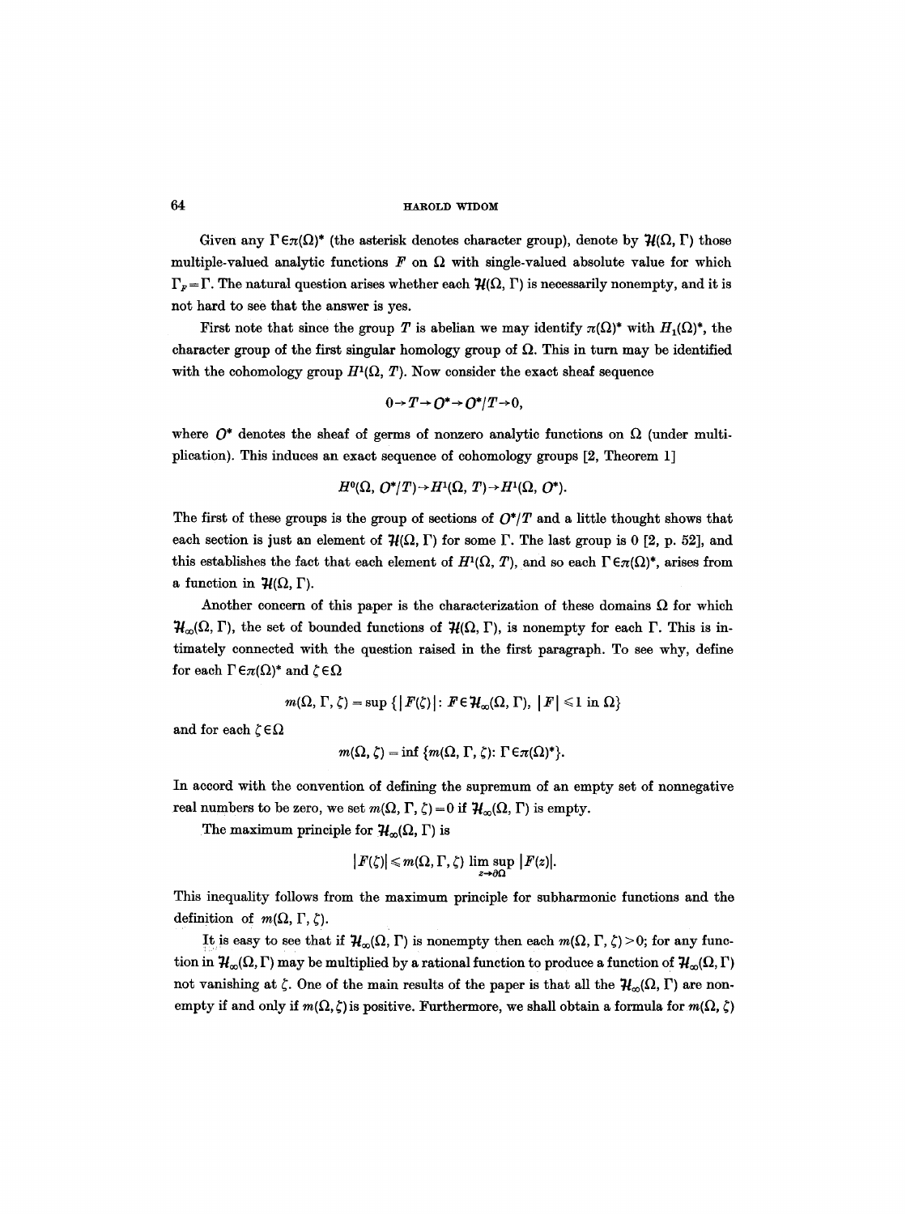Given any $\Gamma \in \pi(\Omega)^*$ (the asterisk denotes character group), denote by $\mathcal{H}(\Omega, \Gamma)$ those multiple-valued analytic functions $F$ on $\Omega$ with single-valued absolute value for which $\Gamma_F = \Gamma$. The natural question arises whether each $\mathcal{H}(\Omega, \Gamma)$ is necessarily nonempty, and it is not hard to see that the answer is yes.

First note that since the group $T$ is abelian we may identify $\pi(\Omega)^*$ with $H_1(\Omega)^*$, the character group of the first singular homology group of $\Omega$. This in turn may be identified with the cohomology group $H^1(\Omega, T)$. Now consider the exact sheaf sequence

$$0 \to T \to O^* \to O^*/T \to 0,$$

where $O^*$ denotes the sheaf of germs of nonzero analytic functions on $\Omega$ (under multiplication). This induces an exact sequence of cohomology groups [2, Theorem 1]

$$H^0(\Omega, O^*/T) \to H^1(\Omega, T) \to H^1(\Omega, O^*).$$

The first of these groups is the group of sections of $O^*/T$ and a little thought shows that each section is just an element of $\mathcal{H}(\Omega, \Gamma)$ for some $\Gamma$. The last group is 0 [2, p. 52], and this establishes the fact that each element of $H^1(\Omega, T)$, and so each $\Gamma \in \pi(\Omega)^*$, arises from a function in $\mathcal{H}(\Omega, \Gamma)$.

Another concern of this paper is the characterization of these domains $\Omega$ for which $\mathcal{H}_\infty(\Omega, \Gamma)$, the set of bounded functions of $\mathcal{H}(\Omega, \Gamma)$, is nonempty for each $\Gamma$. This is intimately connected with the question raised in the first paragraph. To see why, define for each $\Gamma \in \pi(\Omega)^*$ and $\zeta \in \Omega$

$$m(\Omega, \Gamma, \zeta) = \sup \{|F(\zeta)| : F \in \mathcal{H}_\infty(\Omega, \Gamma), \ |F| \leqslant 1 \text{ in } \Omega\}$$

and for each $\zeta \in \Omega$

$$m(\Omega, \zeta) = \inf \{m(\Omega, \Gamma, \zeta) : \Gamma \in \pi(\Omega)^*\}.$$

In accord with the convention of defining the supremum of an empty set of nonnegative real numbers to be zero, we set $m(\Omega, \Gamma, \zeta) = 0$ if $\mathcal{H}_\infty(\Omega, \Gamma)$ is empty.

The maximum principle for $\mathcal{H}_\infty(\Omega, \Gamma)$ is

$$|F(\zeta)| \leqslant m(\Omega, \Gamma, \zeta) \limsup_{z \to \partial\Omega} |F(z)|.$$

This inequality follows from the maximum principle for subharmonic functions and the definition of $m(\Omega, \Gamma, \zeta)$.

It is easy to see that if $\mathcal{H}_\infty(\Omega, \Gamma)$ is nonempty then each $m(\Omega, \Gamma, \zeta) > 0$; for any function in $\mathcal{H}_\infty(\Omega, \Gamma)$ may be multiplied by a rational function to produce a function of $\mathcal{H}_\infty(\Omega, \Gamma)$ not vanishing at $\zeta$. One of the main results of the paper is that all the $\mathcal{H}_\infty(\Omega, \Gamma)$ are nonempty if and only if $m(\Omega, \zeta)$ is positive. Furthermore, we shall obtain a formula for $m(\Omega, \zeta)$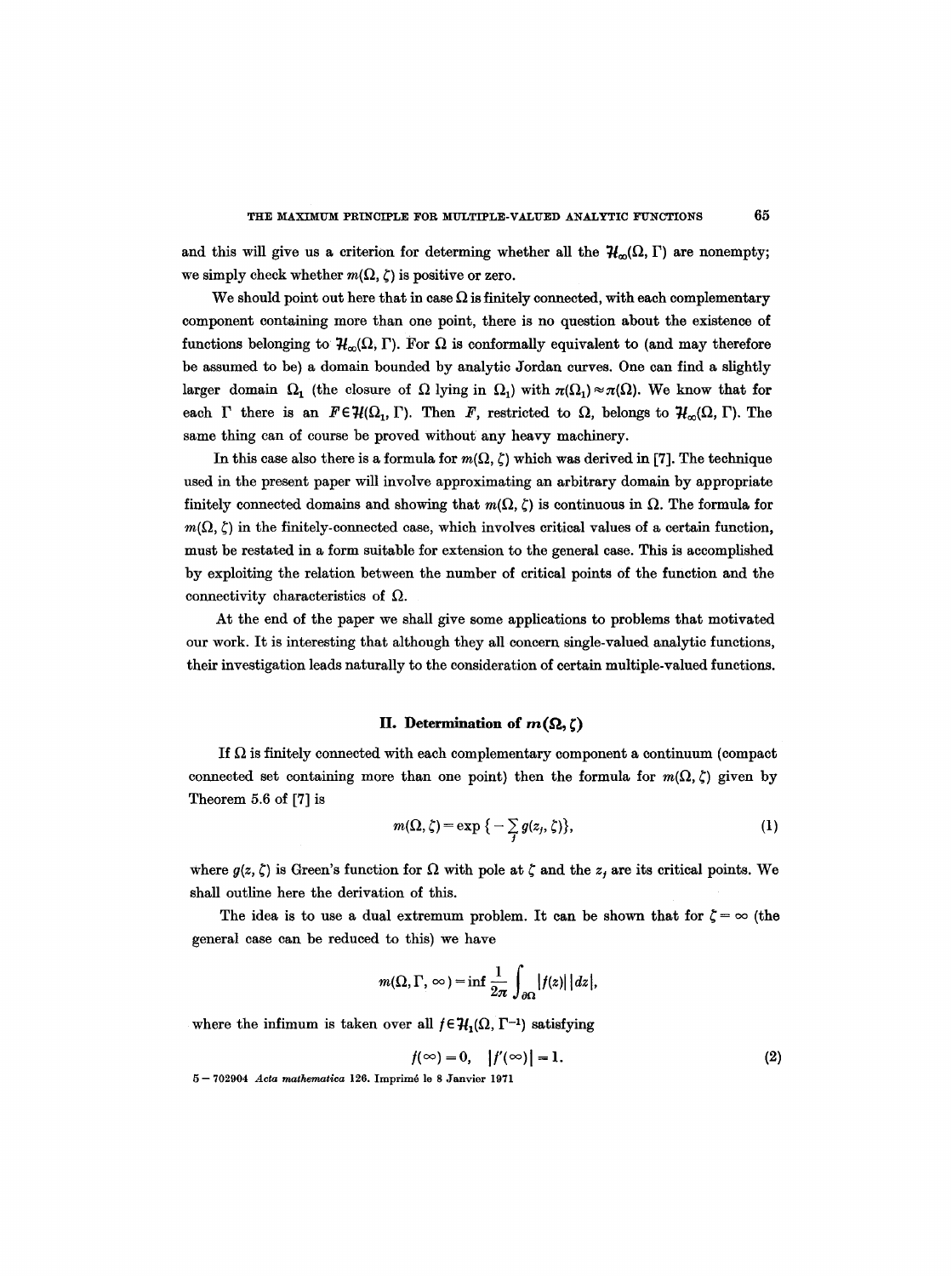and this will give us a criterion for determing whether all the $\mathcal{H}_\infty(\Omega, \Gamma)$ are nonempty; we simply check whether $m(\Omega, \zeta)$ is positive or zero.

We should point out here that in case $\Omega$ is finitely connected, with each complementary component containing more than one point, there is no question about the existence of functions belonging to $\mathcal{H}_\infty(\Omega, \Gamma)$. For $\Omega$ is conformally equivalent to (and may therefore be assumed to be) a domain bounded by analytic Jordan curves. One can find a slightly larger domain $\Omega_1$ (the closure of $\Omega$ lying in $\Omega_1$) with $\pi(\Omega_1) \approx \pi(\Omega)$. We know that for each $\Gamma$ there is an $F \in \mathcal{H}(\Omega_1, \Gamma)$. Then $F$, restricted to $\Omega$, belongs to $\mathcal{H}_\infty(\Omega, \Gamma)$. The same thing can of course be proved without any heavy machinery.

In this case also there is a formula for $m(\Omega, \zeta)$ which was derived in [7]. The technique used in the present paper will involve approximating an arbitrary domain by appropriate finitely connected domains and showing that $m(\Omega, \zeta)$ is continuous in $\Omega$. The formula for $m(\Omega, \zeta)$ in the finitely-connected case, which involves critical values of a certain function, must be restated in a form suitable for extension to the general case. This is accomplished by exploiting the relation between the number of critical points of the function and the connectivity characteristics of $\Omega$.

At the end of the paper we shall give some applications to problems that motivated our work. It is interesting that although they all concern single-valued analytic functions, their investigation leads naturally to the consideration of certain multiple-valued functions.

## II. Determination of $m(\Omega, \zeta)$

If $\Omega$ is finitely connected with each complementary component a continuum (compact connected set containing more than one point) then the formula for $m(\Omega, \zeta)$ given by Theorem 5.6 of [7] is

$$m(\Omega, \zeta) = \exp\{-\sum_j g(z_j, \zeta)\}, \tag{1}$$

where $g(z, \zeta)$ is Green's function for $\Omega$ with pole at $\zeta$ and the $z_j$ are its critical points. We shall outline here the derivation of this.

The idea is to use a dual extremum problem. It can be shown that for $\zeta = \infty$ (the general case can be reduced to this) we have

$$m(\Omega, \Gamma, \infty) = \inf \frac{1}{2\pi} \int_{\partial\Omega} |f(z)|\,|dz|,$$

where the infimum is taken over all $f \in \mathcal{H}_1(\Omega, \Gamma^{-1})$ satisfying

$$f(\infty) = 0, \quad |f'(\infty)| = 1. \tag{2}$$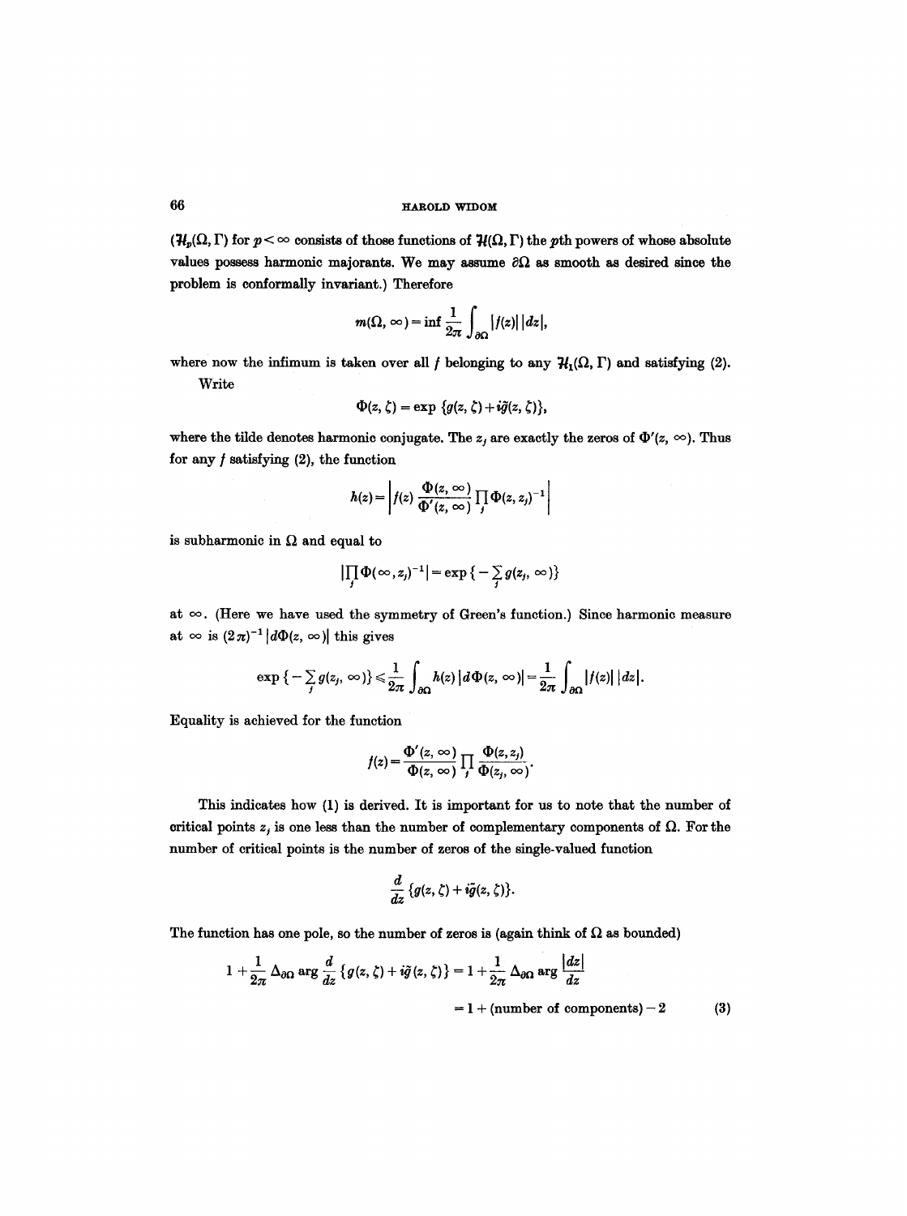($\mathcal{H}_p(\Omega, \Gamma)$ for $p < \infty$ consists of those functions of $\mathcal{H}(\Omega, \Gamma)$ the $p$th powers of whose absolute values possess harmonic majorants. We may assume $\partial\Omega$ as smooth as desired since the problem is conformally invariant.) Therefore

$$m(\Omega, \infty) = \inf \frac{1}{2\pi} \int_{\partial\Omega} |f(z)|\, |dz|,$$

where now the infimum is taken over all $f$ belonging to any $\mathcal{H}_1(\Omega, \Gamma)$ and satisfying (2).

Write

$$\Phi(z, \zeta) = \exp\{g(z, \zeta) + i\tilde{g}(z, \zeta)\},$$

where the tilde denotes harmonic conjugate. The $z_j$ are exactly the zeros of $\Phi'(z, \infty)$. Thus for any $f$ satisfying (2), the function

$$h(z) = \left| f(z) \frac{\Phi(z, \infty)}{\Phi'(z, \infty)} \prod_j \Phi(z, z_j)^{-1} \right|$$

is subharmonic in $\Omega$ and equal to

$$\left|\prod_j \Phi(\infty, z_j)^{-1}\right| = \exp\{-\sum_j g(z_j, \infty)\}$$

at $\infty$. (Here we have used the symmetry of Green's function.) Since harmonic measure at $\infty$ is $(2\pi)^{-1}|d\Phi(z, \infty)|$ this gives

$$\exp\{-\sum_j g(z_j, \infty)\} \leqslant \frac{1}{2\pi} \int_{\partial\Omega} h(z)\, |d\Phi(z, \infty)| = \frac{1}{2\pi} \int_{\partial\Omega} |f(z)|\, |dz|.$$

Equality is achieved for the function

$$f(z) = \frac{\Phi'(z, \infty)}{\Phi(z, \infty)} \prod_j \frac{\Phi(z, z_j)}{\Phi(z_j, \infty)}.$$

This indicates how (1) is derived. It is important for us to note that the number of critical points $z_j$ is one less than the number of complementary components of $\Omega$. For the number of critical points is the number of zeros of the single-valued function

$$\frac{d}{dz}\{g(z, \zeta) + i\tilde{g}(z, \zeta)\}.$$

The function has one pole, so the number of zeros is (again think of $\Omega$ as bounded)

$$\begin{aligned} 1 + \frac{1}{2\pi} \Delta_{\partial\Omega} \arg \frac{d}{dz}\{g(z, \zeta) + i\tilde{g}(z, \zeta)\} &= 1 + \frac{1}{2\pi} \Delta_{\partial\Omega} \arg \frac{|dz|}{dz} \\ &= 1 + (\text{number of components}) - 2 \qquad (3) \end{aligned}$$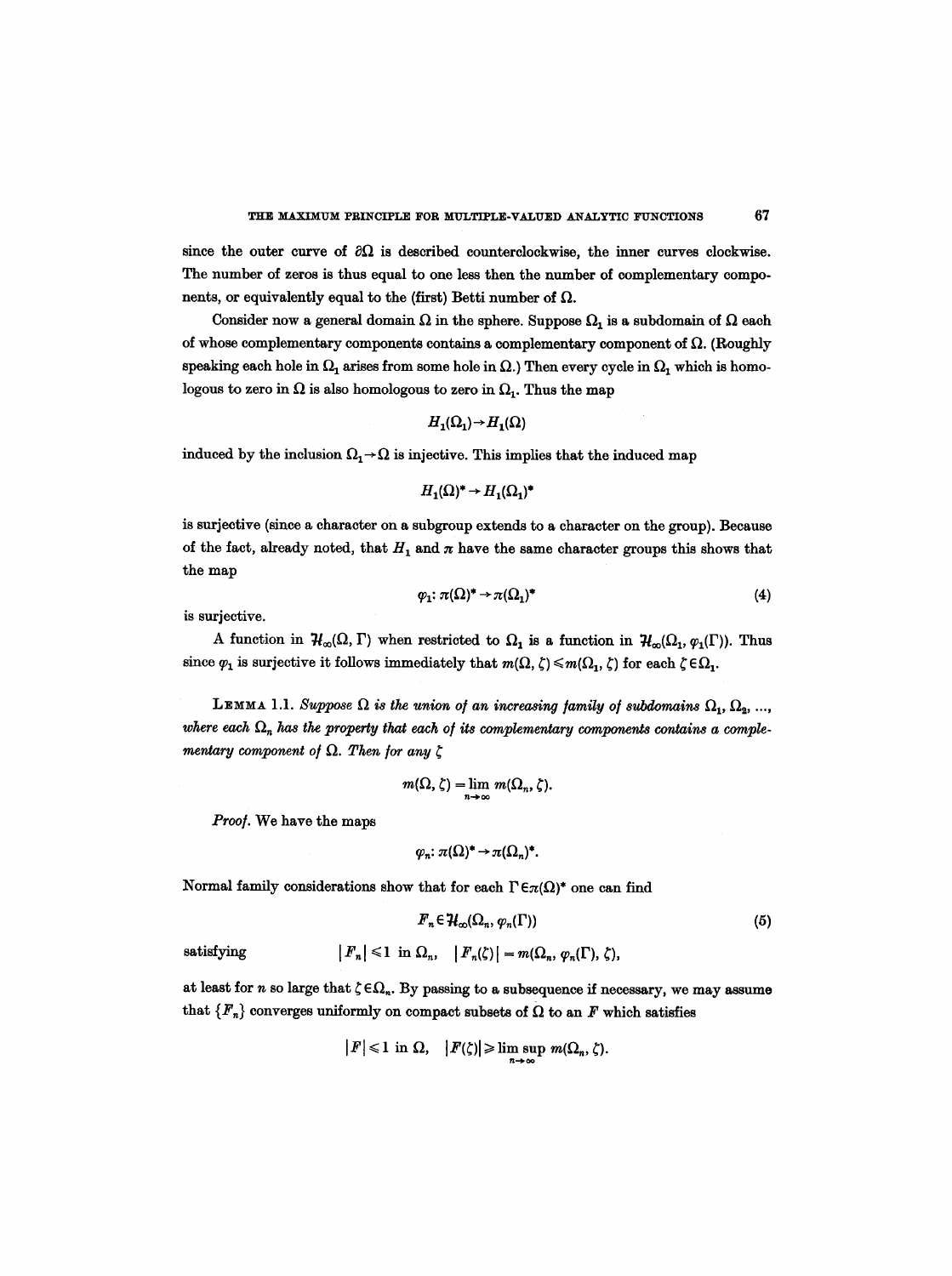since the outer curve of $\partial\Omega$ is described counterclockwise, the inner curves clockwise. The number of zeros is thus equal to one less then the number of complementary components, or equivalently equal to the (first) Betti number of $\Omega$.

Consider now a general domain $\Omega$ in the sphere. Suppose $\Omega_1$ is a subdomain of $\Omega$ each of whose complementary components contains a complementary component of $\Omega$. (Roughly speaking each hole in $\Omega_1$ arises from some hole in $\Omega$.) Then every cycle in $\Omega_1$ which is homologous to zero in $\Omega$ is also homologous to zero in $\Omega_1$. Thus the map

$$H_1(\Omega_1) \to H_1(\Omega)$$

induced by the inclusion $\Omega_1 \to \Omega$ is injective. This implies that the induced map

$$H_1(\Omega)^* \to H_1(\Omega_1)^*$$

is surjective (since a character on a subgroup extends to a character on the group). Because of the fact, already noted, that $H_1$ and $\pi$ have the same character groups this shows that the map

$$\varphi_1 \colon \pi(\Omega)^* \to \pi(\Omega_1)^* \tag{4}$$

is surjective.

A function in $\mathcal{H}_\infty(\Omega, \Gamma)$ when restricted to $\Omega_1$ is a function in $\mathcal{H}_\infty(\Omega_1, \varphi_1(\Gamma))$. Thus since $\varphi_1$ is surjective it follows immediately that $m(\Omega, \zeta) \leqslant m(\Omega_1, \zeta)$ for each $\zeta \in \Omega_1$.

**Lemma 1.1.** *Suppose $\Omega$ is the union of an increasing family of subdomains $\Omega_1, \Omega_2, \ldots,$ where each $\Omega_n$ has the property that each of its complementary components contains a complementary component of $\Omega$. Then for any $\zeta$*

$$m(\Omega, \zeta) = \lim_{n\to\infty} m(\Omega_n, \zeta).$$

*Proof.* We have the maps

$$\varphi_n \colon \pi(\Omega)^* \to \pi(\Omega_n)^*.$$

Normal family considerations show that for each $\Gamma \in \pi(\Omega)^*$ one can find

$$F_n \in \mathcal{H}_\infty(\Omega_n, \varphi_n(\Gamma)) \tag{5}$$

satisfying $\qquad |F_n| \leqslant 1 \text{ in } \Omega_n, \quad |F_n(\zeta)| = m(\Omega_n, \varphi_n(\Gamma), \zeta),$

at least for $n$ so large that $\zeta \in \Omega_n$. By passing to a subsequence if necessary, we may assume that $\{F_n\}$ converges uniformly on compact subsets of $\Omega$ to an $F$ which satisfies

$$|F| \leqslant 1 \text{ in } \Omega, \quad |F(\zeta)| \geqslant \limsup_{n\to\infty} m(\Omega_n, \zeta).$$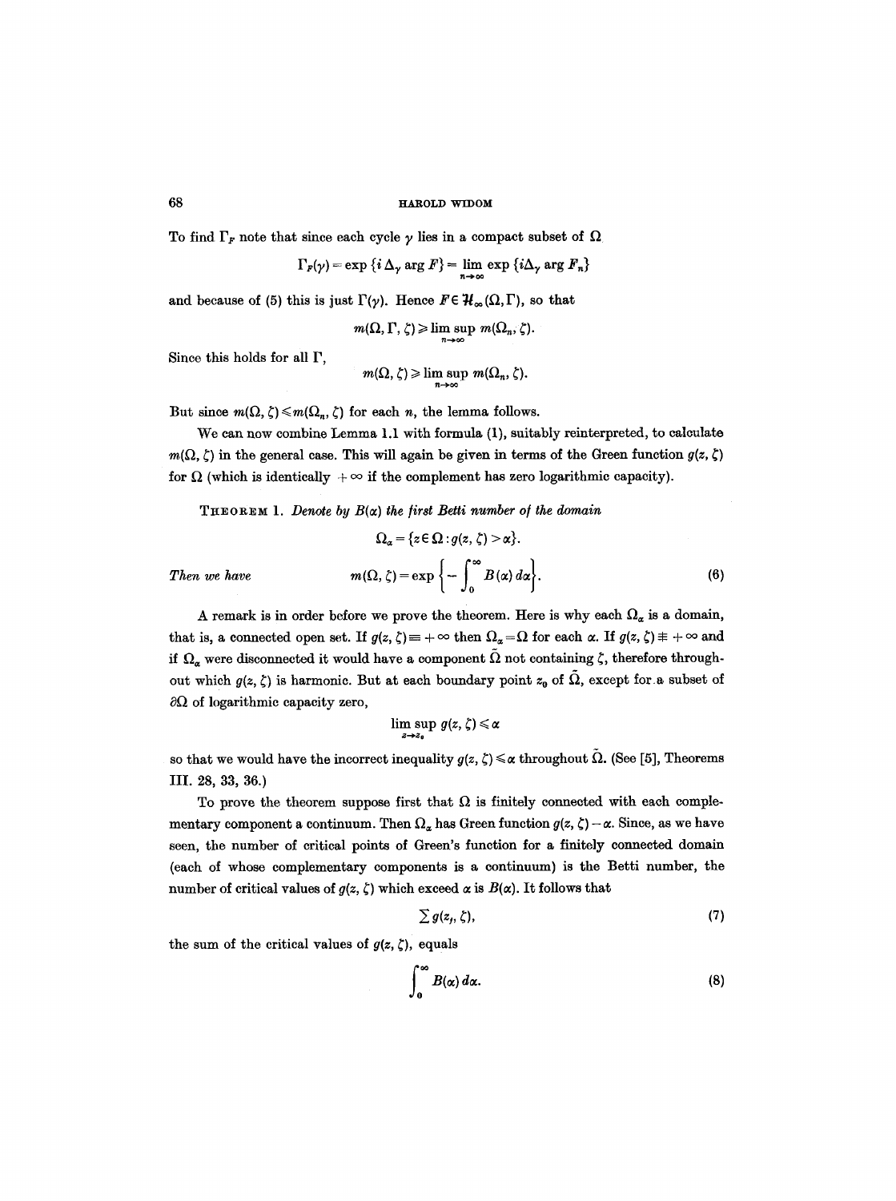To find $\Gamma_F$ note that since each cycle $\gamma$ lies in a compact subset of $\Omega$

$$\Gamma_F(\gamma) = \exp\{i\,\Delta_\gamma \arg F\} = \lim_{n\to\infty} \exp\{i\Delta_\gamma \arg F_n\}$$

and because of (5) this is just $\Gamma(\gamma)$. Hence $F \in \mathcal{H}_\infty(\Omega, \Gamma)$, so that

$$m(\Omega, \Gamma, \zeta) \geqslant \limsup_{n\to\infty} m(\Omega_n, \zeta).$$

Since this holds for all $\Gamma$,

$$m(\Omega, \zeta) \geqslant \limsup_{n\to\infty} m(\Omega_n, \zeta).$$

But since $m(\Omega, \zeta) \leqslant m(\Omega_n, \zeta)$ for each $n$, the lemma follows.

We can now combine Lemma 1.1 with formula (1), suitably reinterpreted, to calculate $m(\Omega, \zeta)$ in the general case. This will again be given in terms of the Green function $g(z, \zeta)$ for $\Omega$ (which is identically $+\infty$ if the complement has zero logarithmic capacity).

THEOREM 1. *Denote by $B(\alpha)$ the first Betti number of the domain*

$$\Omega_\alpha = \{z \in \Omega : g(z, \zeta) > \alpha\}.$$

*Then we have*

$$m(\Omega, \zeta) = \exp\left\{-\int_0^\infty B(\alpha)\,d\alpha\right\}. \tag{6}$$

A remark is in order before we prove the theorem. Here is why each $\Omega_\alpha$ is a domain, that is, a connected open set. If $g(z, \zeta) \equiv +\infty$ then $\Omega_\alpha = \Omega$ for each $\alpha$. If $g(z, \zeta) \not\equiv +\infty$ and if $\Omega_\alpha$ were disconnected it would have a component $\tilde{\Omega}$ not containing $\zeta$, therefore throughout which $g(z, \zeta)$ is harmonic. But at each boundary point $z_0$ of $\tilde{\Omega}$, except for a subset of $\partial\Omega$ of logarithmic capacity zero,

$$\limsup_{z\to z_0} g(z, \zeta) \leqslant \alpha$$

so that we would have the incorrect inequality $g(z, \zeta) \leqslant \alpha$ throughout $\tilde{\Omega}$. (See [5], Theorems III. 28, 33, 36.)

To prove the theorem suppose first that $\Omega$ is finitely connected with each complementary component a continuum. Then $\Omega_\alpha$ has Green function $g(z, \zeta) - \alpha$. Since, as we have seen, the number of critical points of Green's function for a finitely connected domain (each of whose complementary components is a continuum) is the Betti number, the number of critical values of $g(z, \zeta)$ which exceed $\alpha$ is $B(\alpha)$. It follows that

$$\sum g(z_j, \zeta), \tag{7}$$

the sum of the critical values of $g(z, \zeta)$, equals

$$\int_0^\infty B(\alpha)\,d\alpha. \tag{8}$$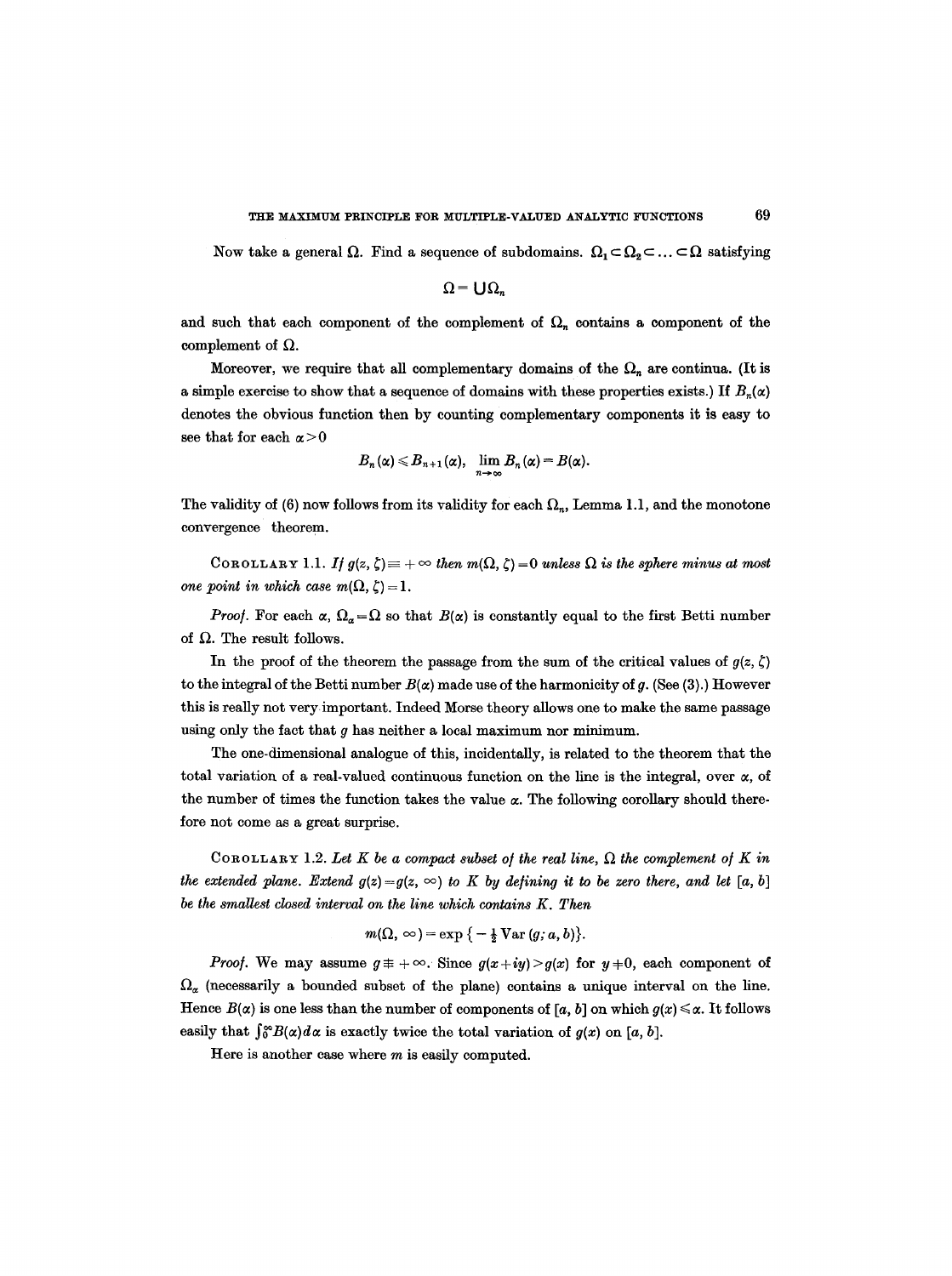Now take a general $\Omega$. Find a sequence of subdomains. $\Omega_1 \subset \Omega_2 \subset \ldots \subset \Omega$ satisfying

$$\Omega = \bigcup \Omega_n$$

and such that each component of the complement of $\Omega_n$ contains a component of the complement of $\Omega$.

Moreover, we require that all complementary domains of the $\Omega_n$ are continua. (It is a simple exercise to show that a sequence of domains with these properties exists.) If $B_n(\alpha)$ denotes the obvious function then by counting complementary components it is easy to see that for each $\alpha > 0$

$$B_n(\alpha) \leqslant B_{n+1}(\alpha), \quad \lim_{n \to \infty} B_n(\alpha) = B(\alpha).$$

The validity of (6) now follows from its validity for each $\Omega_n$, Lemma 1.1, and the monotone convergence theorem.

COROLLARY 1.1. *If $g(z, \zeta) \equiv +\infty$ then $m(\Omega, \zeta) = 0$ unless $\Omega$ is the sphere minus at most one point in which case $m(\Omega, \zeta) = 1$.*

*Proof.* For each $\alpha$, $\Omega_\alpha = \Omega$ so that $B(\alpha)$ is constantly equal to the first Betti number of $\Omega$. The result follows.

In the proof of the theorem the passage from the sum of the critical values of $g(z, \zeta)$ to the integral of the Betti number $B(\alpha)$ made use of the harmonicity of $g$. (See (3).) However this is really not very important. Indeed Morse theory allows one to make the same passage using only the fact that $g$ has neither a local maximum nor minimum.

The one-dimensional analogue of this, incidentally, is related to the theorem that the total variation of a real-valued continuous function on the line is the integral, over $\alpha$, of the number of times the function takes the value $\alpha$. The following corollary should therefore not come as a great surprise.

COROLLARY 1.2. *Let $K$ be a compact subset of the real line, $\Omega$ the complement of $K$ in the extended plane. Extend $g(z) = g(z, \infty)$ to $K$ by defining it to be zero there, and let $[a, b]$ be the smallest closed interval on the line which contains $K$. Then*

$$m(\Omega, \infty) = \exp\{-\tfrac{1}{2}\operatorname{Var}(g; a, b)\}.$$

*Proof.* We may assume $g \not\equiv +\infty$. Since $g(x+iy) > g(x)$ for $y \neq 0$, each component of $\Omega_\alpha$ (necessarily a bounded subset of the plane) contains a unique interval on the line. Hence $B(\alpha)$ is one less than the number of components of $[a, b]$ on which $g(x) \leqslant \alpha$. It follows easily that $\int_0^\infty B(\alpha)\, d\alpha$ is exactly twice the total variation of $g(x)$ on $[a, b]$.

Here is another case where $m$ is easily computed.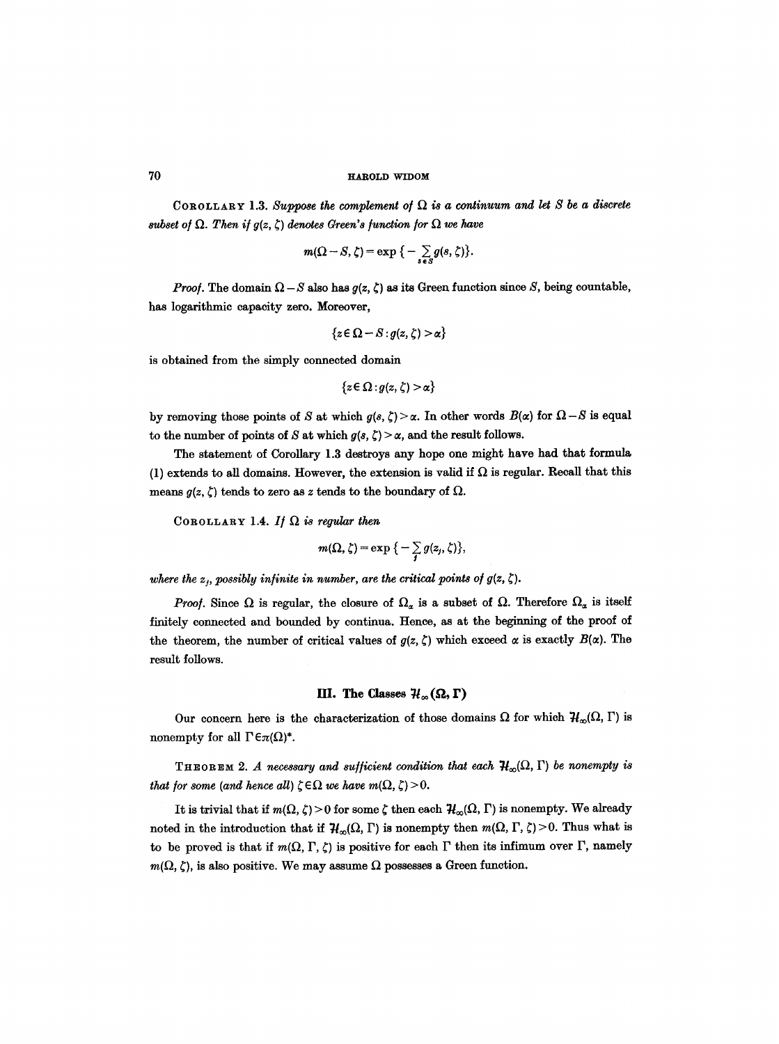COROLLARY 1.3. *Suppose the complement of $\Omega$ is a continuum and let $S$ be a discrete subset of $\Omega$. Then if $g(z, \zeta)$ denotes Green's function for $\Omega$ we have*

$$m(\Omega - S, \zeta) = \exp\{-\sum_{s \in S} g(s, \zeta)\}.$$

*Proof.* The domain $\Omega - S$ also has $g(z, \zeta)$ as its Green function since $S$, being countable, has logarithmic capacity zero. Moreover,

$$\{z \in \Omega - S : g(z, \zeta) > \alpha\}$$

is obtained from the simply connected domain

$$\{z \in \Omega : g(z, \zeta) > \alpha\}$$

by removing those points of $S$ at which $g(s, \zeta) > \alpha$. In other words $B(\alpha)$ for $\Omega - S$ is equal to the number of points of $S$ at which $g(s, \zeta) > \alpha$, and the result follows.

The statement of Corollary 1.3 destroys any hope one might have had that formula (1) extends to all domains. However, the extension is valid if $\Omega$ is regular. Recall that this means $g(z, \zeta)$ tends to zero as $z$ tends to the boundary of $\Omega$.

COROLLARY 1.4. *If $\Omega$ is regular then*

$$m(\Omega, \zeta) = \exp\{-\sum_j g(z_j, \zeta)\},$$

*where the $z_j$, possibly infinite in number, are the critical points of $g(z, \zeta)$.*

*Proof.* Since $\Omega$ is regular, the closure of $\Omega_\alpha$ is a subset of $\Omega$. Therefore $\Omega_\alpha$ is itself finitely connected and bounded by continua. Hence, as at the beginning of the proof of the theorem, the number of critical values of $g(z, \zeta)$ which exceed $\alpha$ is exactly $B(\alpha)$. The result follows.

## III. The Classes $\mathcal{H}_\infty(\Omega, \Gamma)$

Our concern here is the characterization of those domains $\Omega$ for which $\mathcal{H}_\infty(\Omega, \Gamma)$ is nonempty for all $\Gamma \in \pi(\Omega)^*$.

THEOREM 2. *A necessary and sufficient condition that each $\mathcal{H}_\infty(\Omega, \Gamma)$ be nonempty is that for some (and hence all) $\zeta \in \Omega$ we have $m(\Omega, \zeta) > 0$.*

It is trivial that if $m(\Omega, \zeta) > 0$ for some $\zeta$ then each $\mathcal{H}_\infty(\Omega, \Gamma)$ is nonempty. We already noted in the introduction that if $\mathcal{H}_\infty(\Omega, \Gamma)$ is nonempty then $m(\Omega, \Gamma, \zeta) > 0$. Thus what is to be proved is that if $m(\Omega, \Gamma, \zeta)$ is positive for each $\Gamma$ then its infimum over $\Gamma$, namely $m(\Omega, \zeta)$, is also positive. We may assume $\Omega$ possesses a Green function.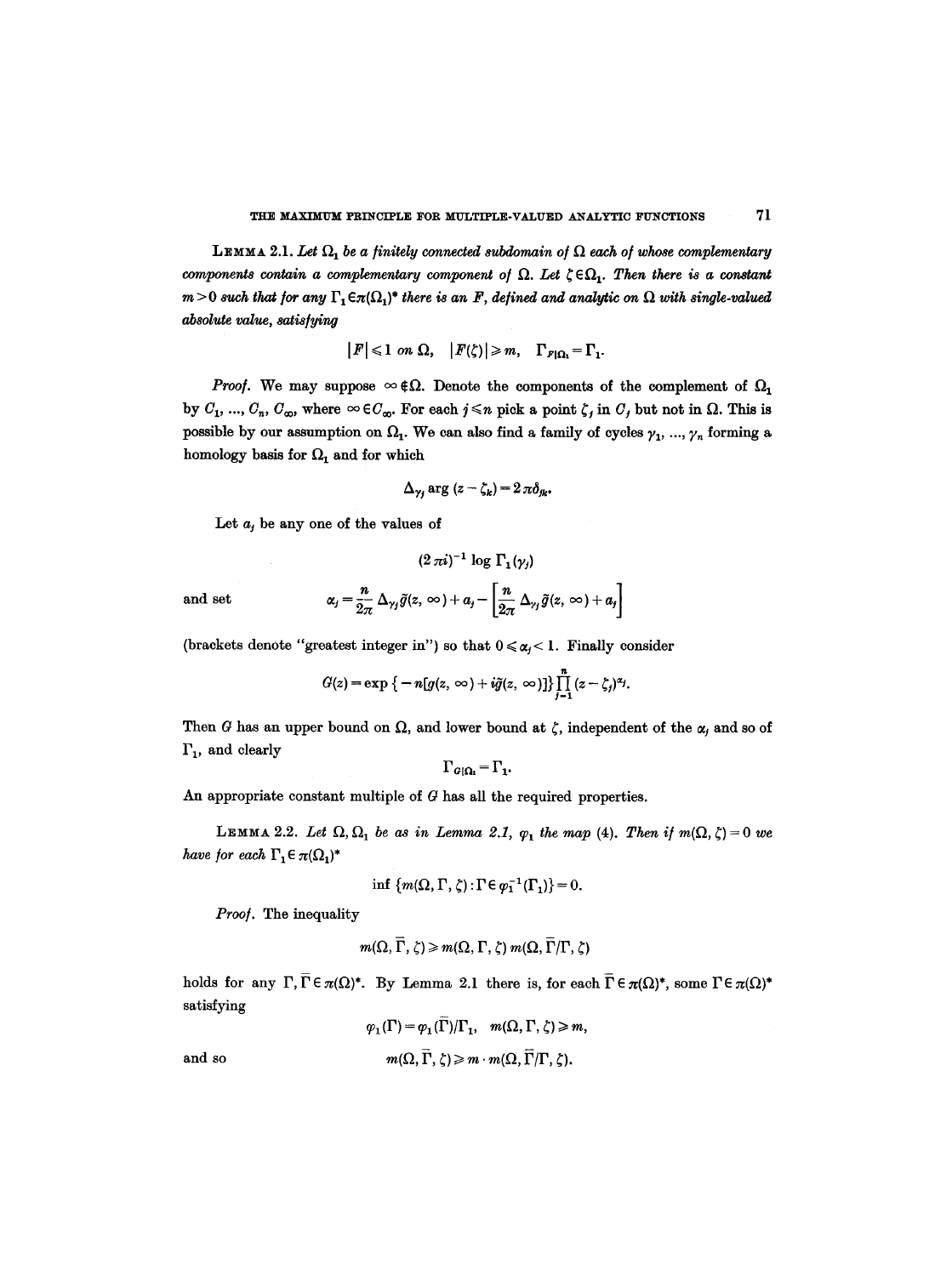**Lemma 2.1.** *Let $\Omega_1$ be a finitely connected subdomain of $\Omega$ each of whose complementary components contain a complementary component of $\Omega$. Let $\zeta \in \Omega_1$. Then there is a constant $m > 0$ such that for any $\Gamma_1 \in \pi(\Omega_1)^*$ there is an $F$, defined and analytic on $\Omega$ with single-valued absolute value, satisfying*

$$|F| \leqslant 1 \text{ on } \Omega, \quad |F(\zeta)| \geqslant m, \quad \Gamma_{F|\Omega_1} = \Gamma_1.$$

*Proof.* We may suppose $\infty \notin \Omega$. Denote the components of the complement of $\Omega_1$ by $C_1, \ldots, C_n, C_\infty$, where $\infty \in C_\infty$. For each $j \leqslant n$ pick a point $\zeta_j$ in $C_j$ but not in $\Omega$. This is possible by our assumption on $\Omega_1$. We can also find a family of cycles $\gamma_1, \ldots, \gamma_n$ forming a homology basis for $\Omega_1$ and for which

$$\Delta_{\gamma_j} \arg (z - \zeta_k) = 2\pi \delta_{jk}.$$

Let $a_j$ be any one of the values of

$$(2\pi i)^{-1} \log \Gamma_1(\gamma_j)$$

and set

$$\alpha_j = \frac{n}{2\pi} \Delta_{\gamma_j} \tilde{g}(z, \infty) + a_j - \left[\frac{n}{2\pi} \Delta_{\gamma_j} \tilde{g}(z, \infty) + a_j\right]$$

(brackets denote "greatest integer in") so that $0 \leqslant \alpha_j < 1$. Finally consider

$$G(z) = \exp\{-n[g(z, \infty) + i\tilde{g}(z, \infty)]\} \prod_{j=1}^{n} (z - \zeta_j)^{\alpha_j}.$$

Then $G$ has an upper bound on $\Omega$, and lower bound at $\zeta$, independent of the $\alpha_j$ and so of $\Gamma_1$, and clearly

$$\Gamma_{G|\Omega_1} = \Gamma_1.$$

An appropriate constant multiple of $G$ has all the required properties.

**Lemma 2.2.** *Let $\Omega, \Omega_1$ be as in Lemma 2.1, $\varphi_1$ the map (4). Then if $m(\Omega, \zeta) = 0$ we have for each $\Gamma_1 \in \pi(\Omega_1)^*$*

$$\inf \{m(\Omega, \Gamma, \zeta) : \Gamma \in \varphi_1^{-1}(\Gamma_1)\} = 0.$$

*Proof.* The inequality

$$m(\Omega, \bar{\Gamma}, \zeta) \geqslant m(\Omega, \Gamma, \zeta)\, m(\Omega, \bar{\Gamma}/\Gamma, \zeta)$$

holds for any $\Gamma, \bar{\Gamma} \in \pi(\Omega)^*$. By Lemma 2.1 there is, for each $\bar{\Gamma} \in \pi(\Omega)^*$, some $\Gamma \in \pi(\Omega)^*$ satisfying

$$\varphi_1(\Gamma) = \varphi_1(\bar{\Gamma})/\Gamma_1, \quad m(\Omega, \Gamma, \zeta) \geqslant m,$$

and so

$$m(\Omega, \bar{\Gamma}, \zeta) \geqslant m \cdot m(\Omega, \bar{\Gamma}/\Gamma, \zeta).$$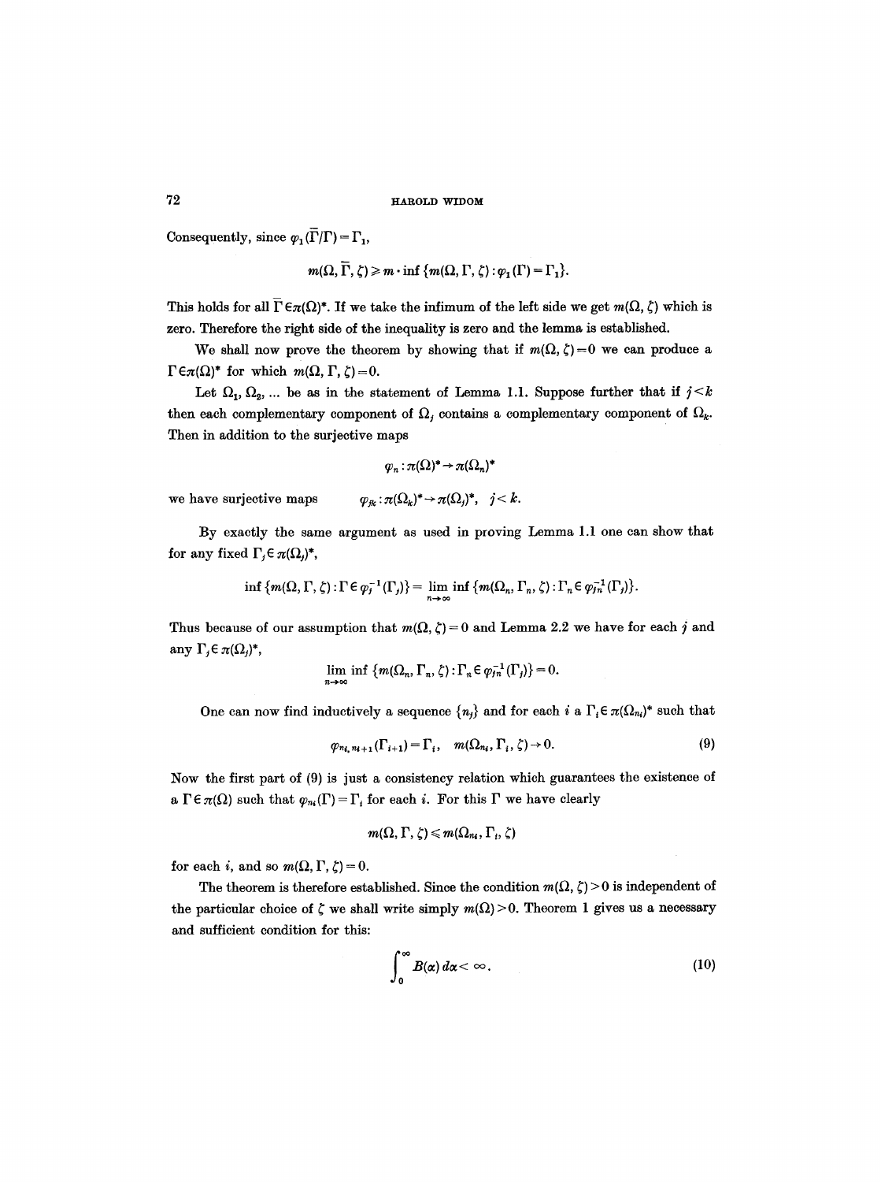Consequently, since $\varphi_1(\bar{\Gamma}/\Gamma) = \Gamma_1$,

$$m(\Omega, \bar{\Gamma}, \zeta) \geqslant m \cdot \inf \{m(\Omega, \Gamma, \zeta) : \varphi_1(\Gamma) = \Gamma_1\}.$$

This holds for all $\bar{\Gamma} \in \pi(\Omega)^*$. If we take the infimum of the left side we get $m(\Omega, \zeta)$ which is zero. Therefore the right side of the inequality is zero and the lemma is established.

We shall now prove the theorem by showing that if $m(\Omega, \zeta) = 0$ we can produce a $\Gamma \in \pi(\Omega)^*$ for which $m(\Omega, \Gamma, \zeta) = 0$.

Let $\Omega_1, \Omega_2, \ldots$ be as in the statement of Lemma 1.1. Suppose further that if $j < k$ then each complementary component of $\Omega_j$ contains a complementary component of $\Omega_k$. Then in addition to the surjective maps

$$\varphi_n : \pi(\Omega)^* \to \pi(\Omega_n)^*$$

we have surjective maps $\qquad \varphi_{jk} : \pi(\Omega_k)^* \to \pi(\Omega_j)^*, \quad j < k.$

By exactly the same argument as used in proving Lemma 1.1 one can show that for any fixed $\Gamma_j \in \pi(\Omega_j)^*$,

$$\inf \{m(\Omega, \Gamma, \zeta) : \Gamma \in \varphi_j^{-1}(\Gamma_j)\} = \lim_{n \to \infty} \inf \{m(\Omega_n, \Gamma_n, \zeta) : \Gamma_n \in \varphi_{jn}^{-1}(\Gamma_j)\}.$$

Thus because of our assumption that $m(\Omega, \zeta) = 0$ and Lemma 2.2 we have for each $j$ and any $\Gamma_j \in \pi(\Omega_j)^*$,

$$\lim_{n \to \infty} \inf \{m(\Omega_n, \Gamma_n, \zeta) : \Gamma_n \in \varphi_{jn}^{-1}(\Gamma_j)\} = 0.$$

One can now find inductively a sequence $\{n_j\}$ and for each $i$ a $\Gamma_i \in \pi(\Omega_{n_i})^*$ such that

$$\varphi_{n_i, n_{i+1}}(\Gamma_{i+1}) = \Gamma_i, \quad m(\Omega_{n_i}, \Gamma_i, \zeta) \to 0. \tag{9}$$

Now the first part of (9) is just a consistency relation which guarantees the existence of a $\Gamma \in \pi(\Omega)$ such that $\varphi_{n_i}(\Gamma) = \Gamma_i$ for each $i$. For this $\Gamma$ we have clearly

$$m(\Omega, \Gamma, \zeta) \leqslant m(\Omega_{n_i}, \Gamma_i, \zeta)$$

for each $i$, and so $m(\Omega, \Gamma, \zeta) = 0$.

The theorem is therefore established. Since the condition $m(\Omega, \zeta) > 0$ is independent of the particular choice of $\zeta$ we shall write simply $m(\Omega) > 0$. Theorem 1 gives us a necessary and sufficient condition for this:

$$\int_0^\infty B(\alpha)\, d\alpha < \infty. \tag{10}$$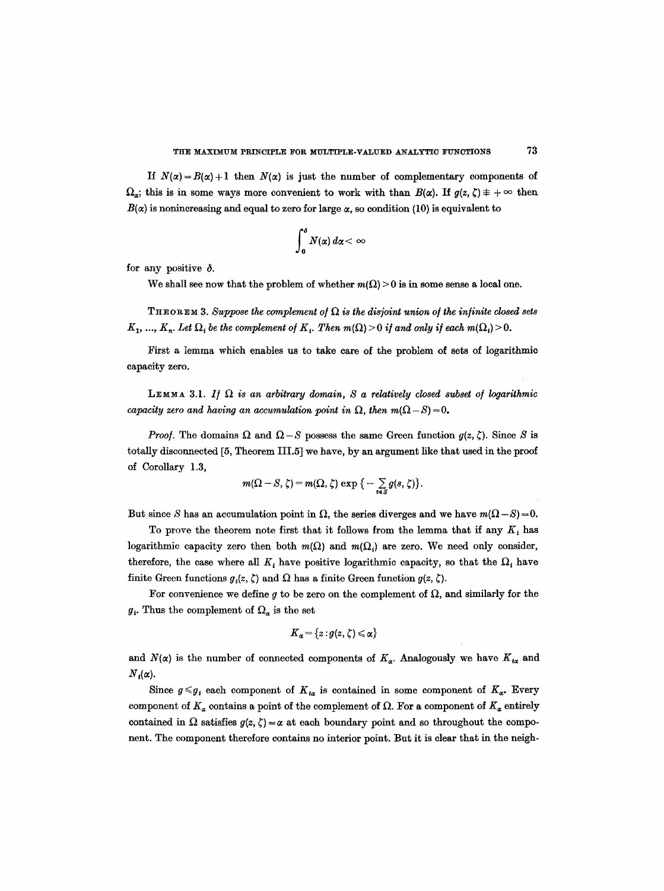If $N(\alpha) = B(\alpha) + 1$ then $N(\alpha)$ is just the number of complementary components of $\Omega_\alpha$; this is in some ways more convenient to work with than $B(\alpha)$. If $g(z, \zeta) \not\equiv +\infty$ then $B(\alpha)$ is nonincreasing and equal to zero for large $\alpha$, so condition (10) is equivalent to

$$\int_0^\delta N(\alpha)\, d\alpha < \infty$$

for any positive $\delta$.

We shall see now that the problem of whether $m(\Omega) > 0$ is in some sense a local one.

**Theorem 3.** *Suppose the complement of $\Omega$ is the disjoint union of the infinite closed sets $K_1, \ldots, K_n$. Let $\Omega_i$ be the complement of $K_i$. Then $m(\Omega) > 0$ if and only if each $m(\Omega_i) > 0$.*

First a lemma which enables us to take care of the problem of sets of logarithmic capacity zero.

**Lemma 3.1.** *If $\Omega$ is an arbitrary domain, $S$ a relatively closed subset of logarithmic capacity zero and having an accumulation point in $\Omega$, then $m(\Omega - S) = 0$.*

*Proof.* The domains $\Omega$ and $\Omega - S$ possess the same Green function $g(z, \zeta)$. Since $S$ is totally disconnected [5, Theorem III.5] we have, by an argument like that used in the proof of Corollary 1.3,

$$m(\Omega - S, \zeta) = m(\Omega, \zeta) \exp\left\{-\sum_{s \in S} g(s, \zeta)\right\}.$$

But since $S$ has an accumulation point in $\Omega$, the series diverges and we have $m(\Omega - S) = 0$.

To prove the theorem note first that it follows from the lemma that if any $K_i$ has logarithmic capacity zero then both $m(\Omega)$ and $m(\Omega_i)$ are zero. We need only consider, therefore, the case where all $K_i$ have positive logarithmic capacity, so that the $\Omega_i$ have finite Green functions $g_i(z, \zeta)$ and $\Omega$ has a finite Green function $g(z, \zeta)$.

For convenience we define $g$ to be zero on the complement of $\Omega$, and similarly for the $g_i$. Thus the complement of $\Omega_\alpha$ is the set

$$K_\alpha = \{z : g(z, \zeta) \leqslant \alpha\}$$

and $N(\alpha)$ is the number of connected components of $K_\alpha$. Analogously we have $K_{i\alpha}$ and $N_i(\alpha)$.

Since $g \leqslant g_i$ each component of $K_{i\alpha}$ is contained in some component of $K_\alpha$. Every component of $K_\alpha$ contains a point of the complement of $\Omega$. For a component of $K_\alpha$ entirely contained in $\Omega$ satisfies $g(z, \zeta) = \alpha$ at each boundary point and so throughout the component. The component therefore contains no interior point. But it is clear that in the neigh-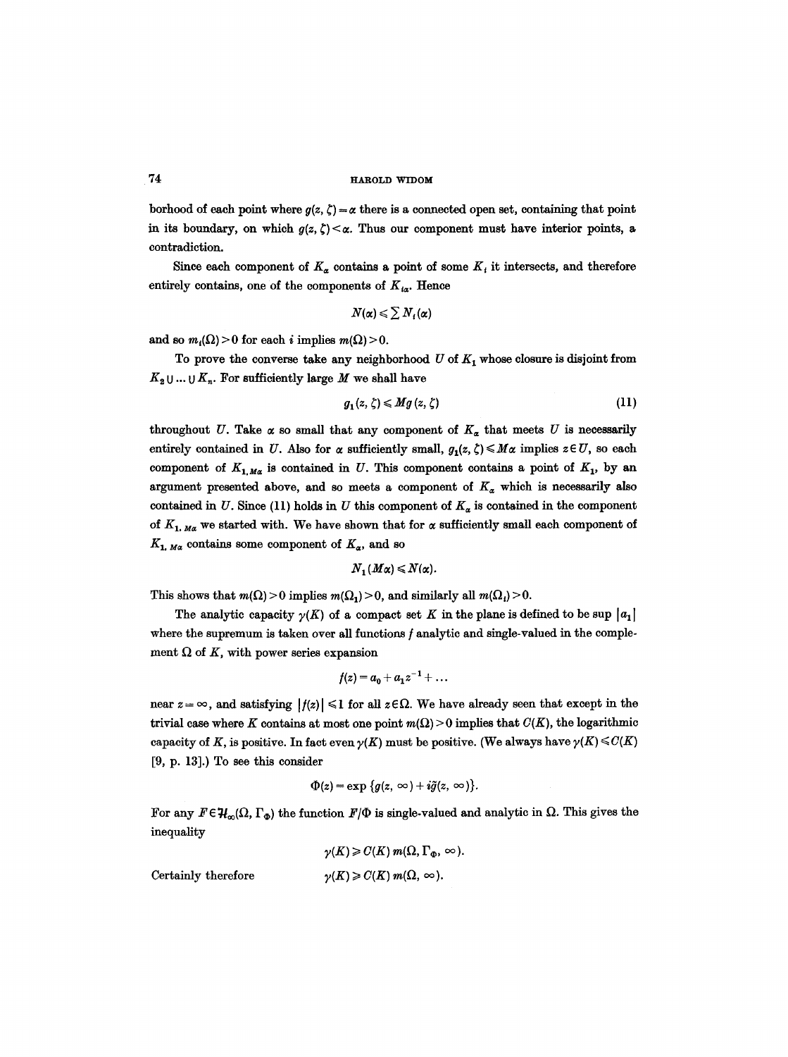borhood of each point where $g(z, \zeta) = \alpha$ there is a connected open set, containing that point in its boundary, on which $g(z, \zeta) < \alpha$. Thus our component must have interior points, a contradiction.

Since each component of $K_\alpha$ contains a point of some $K_i$ it intersects, and therefore entirely contains, one of the components of $K_{i\alpha}$. Hence

$$N(\alpha) \leqslant \sum N_i(\alpha)$$

and so $m_i(\Omega) > 0$ for each $i$ implies $m(\Omega) > 0$.

To prove the converse take any neighborhood $U$ of $K_1$ whose closure is disjoint from $K_2 \cup \ldots \cup K_n$. For sufficiently large $M$ we shall have

$$g_1(z, \zeta) \leqslant M g(z, \zeta) \tag{11}$$

throughout $U$. Take $\alpha$ so small that any component of $K_\alpha$ that meets $U$ is necessarily entirely contained in $U$. Also for $\alpha$ sufficiently small, $g_1(z, \zeta) \leqslant M\alpha$ implies $z \in U$, so each component of $K_{1, M\alpha}$ is contained in $U$. This component contains a point of $K_1$, by an argument presented above, and so meets a component of $K_\alpha$ which is necessarily also contained in $U$. Since (11) holds in $U$ this component of $K_\alpha$ is contained in the component of $K_{1, M\alpha}$ we started with. We have shown that for $\alpha$ sufficiently small each component of $K_{1, M\alpha}$ contains some component of $K_\alpha$, and so

$$N_1(M\alpha) \leqslant N(\alpha).$$

This shows that $m(\Omega) > 0$ implies $m(\Omega_1) > 0$, and similarly all $m(\Omega_i) > 0$.

The analytic capacity $\gamma(K)$ of a compact set $K$ in the plane is defined to be sup $|a_1|$ where the supremum is taken over all functions $f$ analytic and single-valued in the complement $\Omega$ of $K$, with power series expansion

$$f(z) = a_0 + a_1 z^{-1} + \ldots$$

near $z = \infty$, and satisfying $|f(z)| \leqslant 1$ for all $z \in \Omega$. We have already seen that except in the trivial case where $K$ contains at most one point $m(\Omega) > 0$ implies that $C(K)$, the logarithmic capacity of $K$, is positive. In fact even $\gamma(K)$ must be positive. (We always have $\gamma(K) \leqslant C(K)$ [9, p. 13].) To see this consider

$$\Phi(z) = \exp\{g(z, \infty) + i\tilde{g}(z, \infty)\}.$$

For any $F \in \mathcal{H}_\infty(\Omega, \Gamma_\Phi)$ the function $F/\Phi$ is single-valued and analytic in $\Omega$. This gives the inequality

$$\gamma(K) \geqslant C(K)\, m(\Omega, \Gamma_\Phi, \infty).$$

Certainly therefore

$$\gamma(K) \geqslant C(K)\, m(\Omega, \infty).$$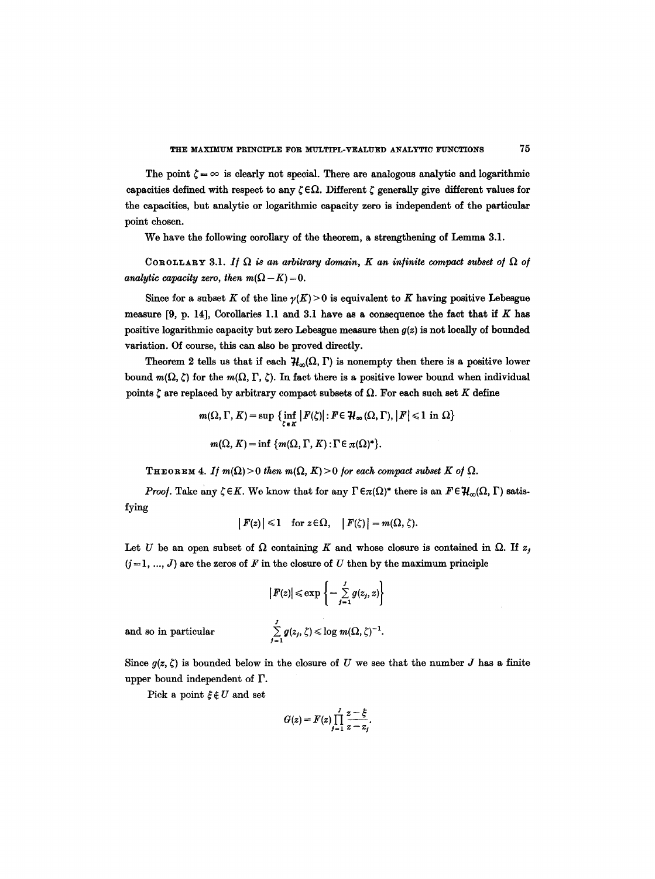The point $\zeta = \infty$ is clearly not special. There are analogous analytic and logarithmic capacities defined with respect to any $\zeta \in \Omega$. Different $\zeta$ generally give different values for the capacities, but analytic or logarithmic capacity zero is independent of the particular point chosen.

We have the following corollary of the theorem, a strengthening of Lemma 3.1.

COROLLARY 3.1. *If $\Omega$ is an arbitrary domain, $K$ an infinite compact subset of $\Omega$ of analytic capacity zero, then $m(\Omega - K) = 0$.*

Since for a subset $K$ of the line $\gamma(K) > 0$ is equivalent to $K$ having positive Lebesgue measure [9, p. 14], Corollaries 1.1 and 3.1 have as a consequence the fact that if $K$ has positive logarithmic capacity but zero Lebesgue measure then $g(z)$ is not locally of bounded variation. Of course, this can also be proved directly.

Theorem 2 tells us that if each $\mathcal{H}_\infty(\Omega, \Gamma)$ is nonempty then there is a positive lower bound $m(\Omega, \zeta)$ for the $m(\Omega, \Gamma, \zeta)$. In fact there is a positive lower bound when individual points $\zeta$ are replaced by arbitrary compact subsets of $\Omega$. For each such set $K$ define

$$m(\Omega, \Gamma, K) = \sup \{ \inf_{\zeta \in K} |F(\zeta)| : F \in \mathcal{H}_\infty(\Omega, \Gamma), |F| \leqslant 1 \text{ in } \Omega \}$$

$$m(\Omega, K) = \inf \{ m(\Omega, \Gamma, K) : \Gamma \in \pi(\Omega)^* \}.$$

THEOREM 4. *If $m(\Omega) > 0$ then $m(\Omega, K) > 0$ for each compact subset $K$ of $\Omega$.*

*Proof.* Take any $\zeta \in K$. We know that for any $\Gamma \in \pi(\Omega)^*$ there is an $F \in \mathcal{H}_\infty(\Omega, \Gamma)$ satisfying

$$|F(z)| \leqslant 1 \quad \text{for } z \in \Omega, \quad |F(\zeta)| = m(\Omega, \zeta).$$

Let $U$ be an open subset of $\Omega$ containing $K$ and whose closure is contained in $\Omega$. If $z_j$ $(j = 1, \dots, J)$ are the zeros of $F$ in the closure of $U$ then by the maximum principle

$$|F(z)| \leqslant \exp \left\{ -\sum_{j=1}^{J} g(z_j, z) \right\}$$

and so in particular

$$\sum_{j=1}^{J} g(z_j, \zeta) \leqslant \log m(\Omega, \zeta)^{-1}.$$

Since $g(z, \zeta)$ is bounded below in the closure of $U$ we see that the number $J$ has a finite upper bound independent of $\Gamma$.

Pick a point $\xi \notin U$ and set

$$G(z) = F(z) \prod_{j=1}^{J} \frac{z - \xi}{z - z_j}.$$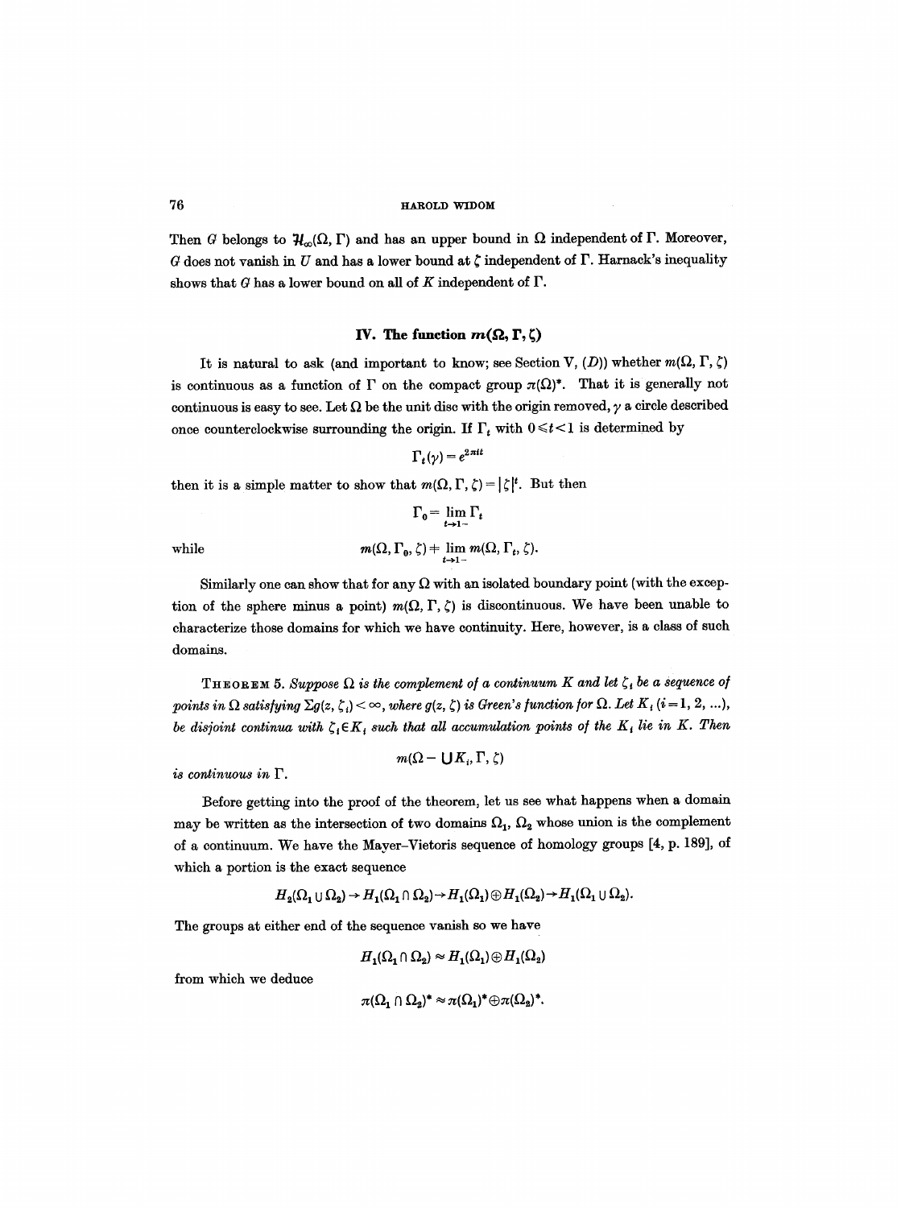Then $G$ belongs to $\mathcal{H}_\infty(\Omega, \Gamma)$ and has an upper bound in $\Omega$ independent of $\Gamma$. Moreover, $G$ does not vanish in $U$ and has a lower bound at $\zeta$ independent of $\Gamma$. Harnack's inequality shows that $G$ has a lower bound on all of $K$ independent of $\Gamma$.

## IV. The function $m(\Omega, \Gamma, \zeta)$

It is natural to ask (and important to know; see Section V, (*D*)) whether $m(\Omega, \Gamma, \zeta)$ is continuous as a function of $\Gamma$ on the compact group $\pi(\Omega)^*$. That it is generally not continuous is easy to see. Let $\Omega$ be the unit disc with the origin removed, $\gamma$ a circle described once counterclockwise surrounding the origin. If $\Gamma_t$ with $0 \leqslant t < 1$ is determined by

$$\Gamma_t(\gamma) = e^{2\pi i t}$$

then it is a simple matter to show that $m(\Omega, \Gamma, \zeta) = |\zeta|^t$. But then

$$\Gamma_0 = \lim_{t \to 1-} \Gamma_t$$

while

$$m(\Omega, \Gamma_0, \zeta) \neq \lim_{t \to 1-} m(\Omega, \Gamma_t, \zeta).$$

Similarly one can show that for any $\Omega$ with an isolated boundary point (with the exception of the sphere minus a point) $m(\Omega, \Gamma, \zeta)$ is discontinuous. We have been unable to characterize those domains for which we have continuity. Here, however, is a class of such domains.

THEOREM 5. *Suppose $\Omega$ is the complement of a continuum $K$ and let $\zeta_i$ be a sequence of points in $\Omega$ satisfying $\Sigma g(z, \zeta_i) < \infty$, where $g(z, \zeta)$ is Green's function for $\Omega$. Let $K_i$ $(i = 1, 2, \ldots)$, be disjoint continua with $\zeta_i \in K_i$ such that all accumulation points of the $K_i$ lie in $K$. Then*

$$m(\Omega - \bigcup K_i, \Gamma, \zeta)$$

*is continuous in $\Gamma$.*

Before getting into the proof of the theorem, let us see what happens when a domain may be written as the intersection of two domains $\Omega_1$, $\Omega_2$ whose union is the complement of a continuum. We have the Mayer–Vietoris sequence of homology groups [4, p. 189], of which a portion is the exact sequence

$$H_2(\Omega_1 \cup \Omega_2) \to H_1(\Omega_1 \cap \Omega_2) \to H_1(\Omega_1) \oplus H_1(\Omega_2) \to H_1(\Omega_1 \cup \Omega_2).$$

The groups at either end of the sequence vanish so we have

$$H_1(\Omega_1 \cap \Omega_2) \approx H_1(\Omega_1) \oplus H_1(\Omega_2)$$

from which we deduce

$$\pi(\Omega_1 \cap \Omega_2)^* \approx \pi(\Omega_1)^* \oplus \pi(\Omega_2)^*.$$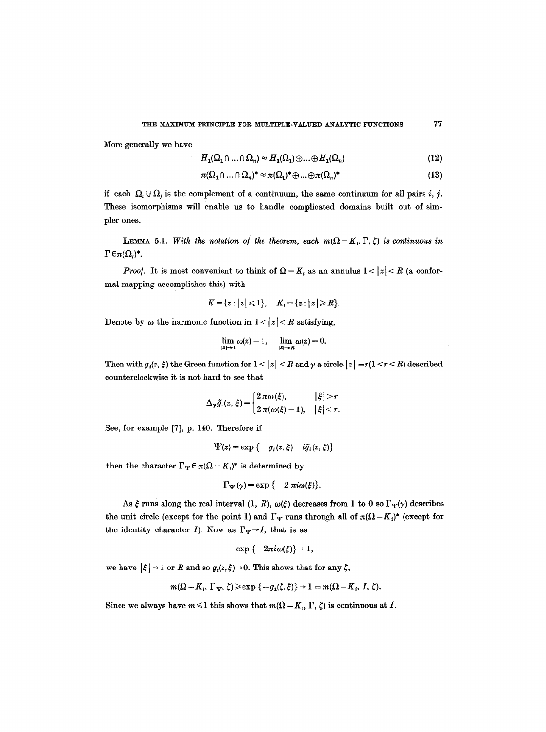More generally we have

$$H_1(\Omega_1 \cap \dots \cap \Omega_n) \approx H_1(\Omega_1) \oplus \dots \oplus H_1(\Omega_n) \tag{12}$$

$$\pi(\Omega_1 \cap \dots \cap \Omega_n)^* \approx \pi(\Omega_1)^* \oplus \dots \oplus \pi(\Omega_n)^* \tag{13}$$

if each $\Omega_i \cup \Omega_j$ is the complement of a continuum, the same continuum for all pairs $i, j$. These isomorphisms will enable us to handle complicated domains built out of simpler ones.

LEMMA 5.1. *With the notation of the theorem, each* $m(\Omega - K_i, \Gamma, \zeta)$ *is continuous in* $\Gamma \in \pi(\Omega_i)^*$.

*Proof.* It is most convenient to think of $\Omega - K_i$ as an annulus $1 < |z| < R$ (a conformal mapping accomplishes this) with

$$K = \{z : |z| \leqslant 1\}, \quad K_i = \{z : |z| \geqslant R\}.$$

Denote by $\omega$ the harmonic function in $1 < |z| < R$ satisfying,

$$\lim_{|z| \to 1} \omega(z) = 1, \quad \lim_{|z| \to R} \omega(z) = 0.$$

Then with $g_i(z, \xi)$ the Green function for $1 < |z| < R$ and $\gamma$ a circle $|z| = r (1 < r < R)$ described counterclockwise it is not hard to see that

$$\Delta_\gamma \tilde{g}_i(z, \xi) = \begin{cases} 2\pi\omega(\xi), & |\xi| > r \\ 2\pi(\omega(\xi) - 1), & |\xi| < r. \end{cases}$$

See, for example [7], p. 140. Therefore if

$$\Psi(z) = \exp\{-g_i(z, \xi) - i\tilde{g}_i(z, \xi)\}$$

then the character $\Gamma_\Psi \in \pi(\Omega - K_i)^*$ is determined by

$$\Gamma_\Psi(\gamma) = \exp\{-2\pi i \omega(\xi)\}.$$

As $\xi$ runs along the real interval $(1, R)$, $\omega(\xi)$ decreases from 1 to 0 so $\Gamma_\Psi(\gamma)$ describes the unit circle (except for the point 1) and $\Gamma_\Psi$ runs through all of $\pi(\Omega - K_i)^*$ (except for the identity character $I$). Now as $\Gamma_\Psi \to I$, that is as

$$\exp\{-2\pi i \omega(\xi)\} \to 1,$$

we have $|\xi| \to 1$ or $R$ and so $g_i(z, \xi) \to 0$. This shows that for any $\zeta$,

$$m(\Omega - K_i, \Gamma_\Psi, \zeta) \geqslant \exp\{-g_1(\zeta, \xi)\} \to 1 = m(\Omega - K_i, I, \zeta).$$

Since we always have $m \leqslant 1$ this shows that $m(\Omega - K_i, \Gamma, \zeta)$ is continuous at $I$.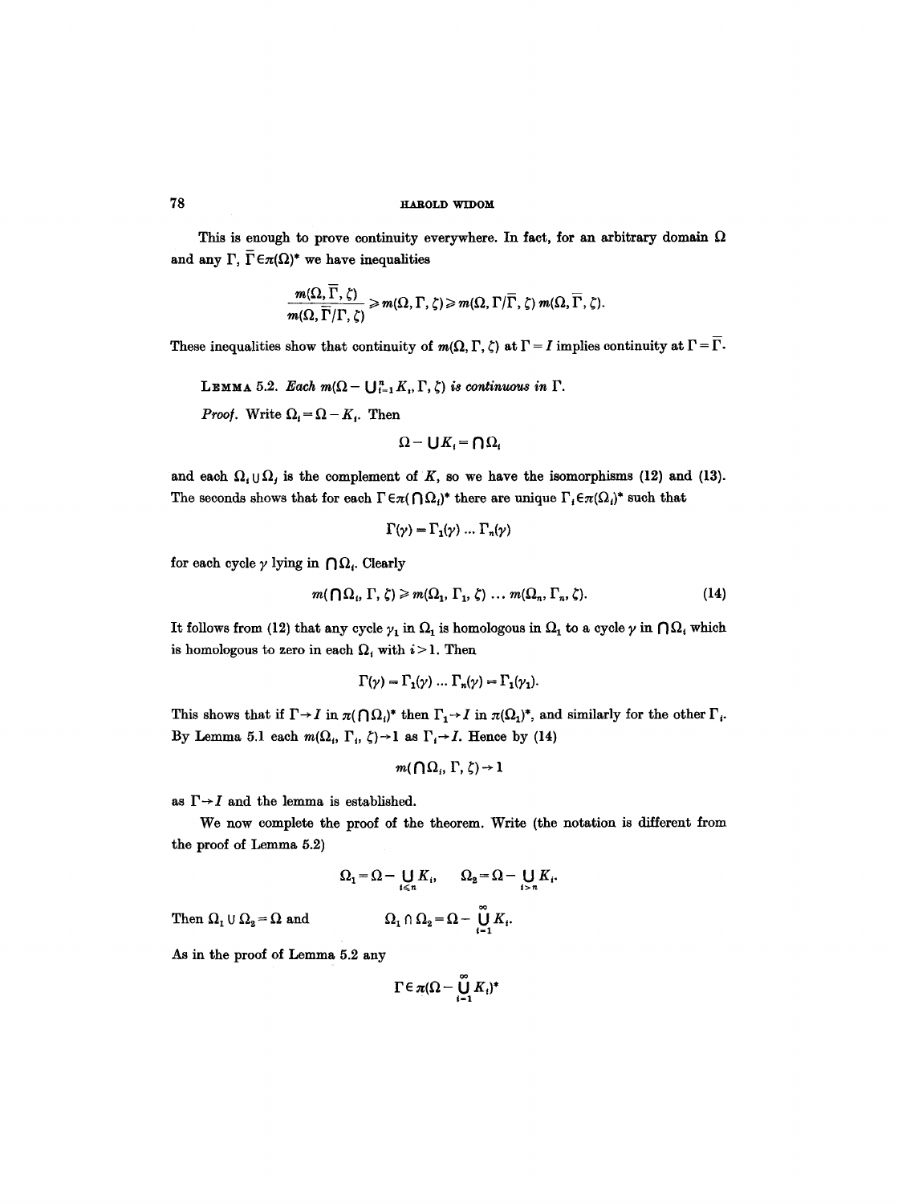This is enough to prove continuity everywhere. In fact, for an arbitrary domain $\Omega$ and any $\Gamma$, $\bar{\Gamma} \in \pi(\Omega)^*$ we have inequalities

$$\frac{m(\Omega, \bar{\Gamma}, \zeta)}{m(\Omega, \bar{\Gamma}/\Gamma, \zeta)} \geqslant m(\Omega, \Gamma, \zeta) \geqslant m(\Omega, \Gamma/\bar{\Gamma}, \zeta)\, m(\Omega, \bar{\Gamma}, \zeta).$$

These inequalities show that continuity of $m(\Omega, \Gamma, \zeta)$ at $\Gamma = I$ implies continuity at $\Gamma = \bar{\Gamma}$.

LEMMA 5.2. *Each $m(\Omega - \bigcup_{i=1}^n K_i, \Gamma, \zeta)$ is continuous in $\Gamma$.*

*Proof.* Write $\Omega_i = \Omega - K_i$. Then

$$\Omega - \bigcup K_i = \bigcap \Omega_i$$

and each $\Omega_i \cup \Omega_j$ is the complement of $K$, so we have the isomorphisms (12) and (13). The seconds shows that for each $\Gamma \in \pi(\bigcap \Omega_i)^*$ there are unique $\Gamma_i \in \pi(\Omega_i)^*$ such that

$$\Gamma(\gamma) = \Gamma_1(\gamma) \ldots \Gamma_n(\gamma)$$

for each cycle $\gamma$ lying in $\bigcap \Omega_i$. Clearly

$$m(\bigcap \Omega_i, \Gamma, \zeta) \geqslant m(\Omega_1, \Gamma_1, \zeta) \ldots m(\Omega_n, \Gamma_n, \zeta). \tag{14}$$

It follows from (12) that any cycle $\gamma_1$ in $\Omega_1$ is homologous in $\Omega_1$ to a cycle $\gamma$ in $\bigcap \Omega_i$ which is homologous to zero in each $\Omega_i$ with $i > 1$. Then

$$\Gamma(\gamma) = \Gamma_1(\gamma) \ldots \Gamma_n(\gamma) = \Gamma_1(\gamma_1).$$

This shows that if $\Gamma \to I$ in $\pi(\bigcap \Omega_i)^*$ then $\Gamma_1 \to I$ in $\pi(\Omega_1)^*$, and similarly for the other $\Gamma_i$. By Lemma 5.1 each $m(\Omega_i, \Gamma_i, \zeta) \to 1$ as $\Gamma_i \to I$. Hence by (14)

$$m(\bigcap \Omega_i, \Gamma, \zeta) \to 1$$

as $\Gamma \to I$ and the lemma is established.

We now complete the proof of the theorem. Write (the notation is different from the proof of Lemma 5.2)

$$\Omega_1 = \Omega - \bigcup_{i \leqslant n} K_i, \quad \Omega_2 = \Omega - \bigcup_{i > n} K_i.$$

Then $\Omega_1 \cup \Omega_2 = \Omega$ and

$$\Omega_1 \cap \Omega_2 = \Omega - \bigcup_{i=1}^{\infty} K_i.$$

As in the proof of Lemma 5.2 any

$$\Gamma \in \pi(\Omega - \bigcup_{i=1}^{\infty} K_i)^*$$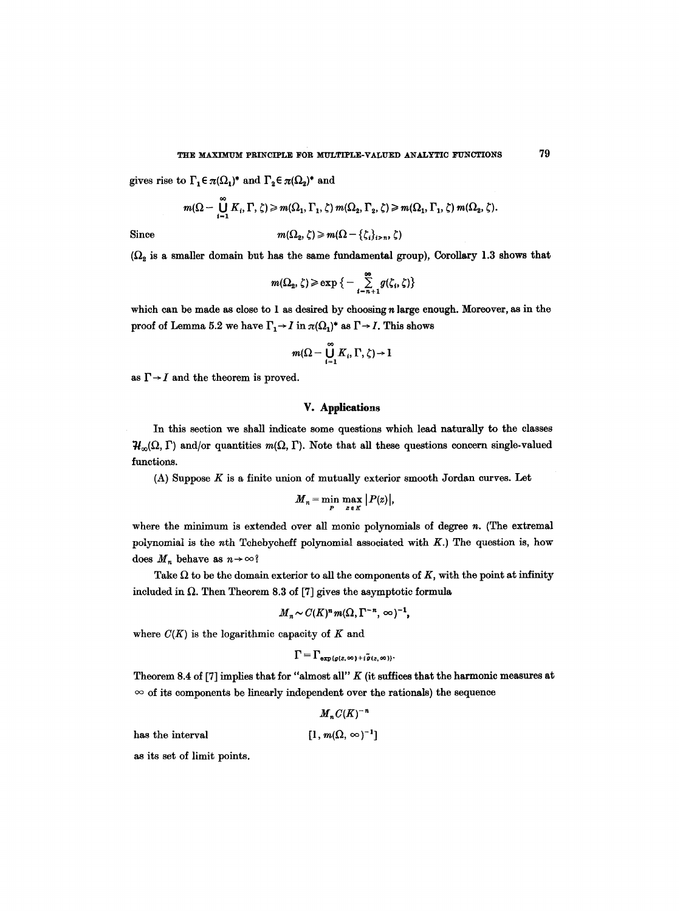gives rise to $\Gamma_1 \in \pi(\Omega_1)^*$ and $\Gamma_2 \in \pi(\Omega_2)^*$ and

$$m(\Omega - \bigcup_{i=1}^{\infty} K_i, \Gamma, \zeta) \geq m(\Omega_1, \Gamma_1, \zeta)\, m(\Omega_2, \Gamma_2, \zeta) \geq m(\Omega_1, \Gamma_1, \zeta)\, m(\Omega_2, \zeta).$$

Since

$$m(\Omega_2, \zeta) \geq m(\Omega - \{\zeta_i\}_{i>n}, \zeta)$$

($\Omega_2$ is a smaller domain but has the same fundamental group), Corollary 1.3 shows that

$$m(\Omega_2, \zeta) \geq \exp\{-\sum_{i=n+1}^{\infty} g(\zeta_i, \zeta)\}$$

which can be made as close to 1 as desired by choosing $n$ large enough. Moreover, as in the proof of Lemma 5.2 we have $\Gamma_1 \to I$ in $\pi(\Omega_1)^*$ as $\Gamma \to I$. This shows

$$m(\Omega - \bigcup_{i=1}^{\infty} K_i, \Gamma, \zeta) \to 1$$

as $\Gamma \to I$ and the theorem is proved.

## V. Applications

In this section we shall indicate some questions which lead naturally to the classes $\mathcal{H}_\infty(\Omega, \Gamma)$ and/or quantities $m(\Omega, \Gamma)$. Note that all these questions concern single-valued functions.

(A) Suppose $K$ is a finite union of mutually exterior smooth Jordan curves. Let

$$M_n = \min_P \max_{z \in K} |P(z)|,$$

where the minimum is extended over all monic polynomials of degree $n$. (The extremal polynomial is the $n$th Tchebycheff polynomial associated with $K$.) The question is, how does $M_n$ behave as $n \to \infty$?

Take $\Omega$ to be the domain exterior to all the components of $K$, with the point at infinity included in $\Omega$. Then Theorem 8.3 of [7] gives the asymptotic formula

$$M_n \sim C(K)^n m(\Omega, \Gamma^{-n}, \infty)^{-1},$$

where $C(K)$ is the logarithmic capacity of $K$ and

$$\Gamma = \Gamma_{\exp(g(z,\infty) + i\tilde{g}(z,\infty))}.$$

Theorem 8.4 of [7] implies that for "almost all" $K$ (it suffices that the harmonic measures at $\infty$ of its components be linearly independent over the rationals) the sequence

$$M_n C(K)^{-n}$$

has the interval

$$[1, m(\Omega, \infty)^{-1}]$$

as its set of limit points.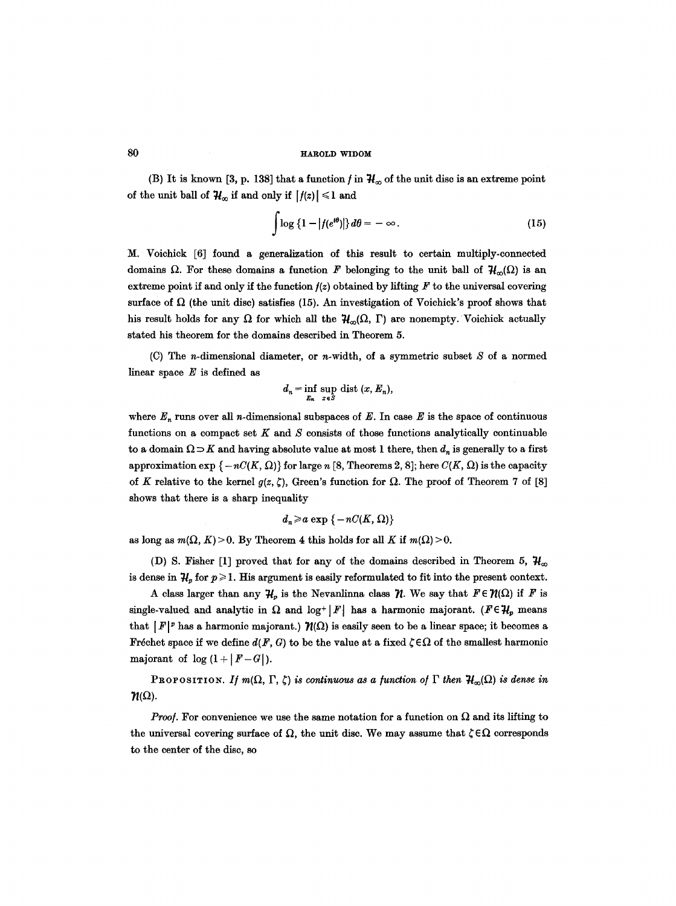(B) It is known [3, p. 138] that a function $f$ in $\mathcal{H}_\infty$ of the unit disc is an extreme point of the unit ball of $\mathcal{H}_\infty$ if and only if $|f(z)| \leqslant 1$ and

$$\int \log \{1 - |f(e^{i\theta})|\} d\theta = -\infty. \tag{15}$$

M. Voichick [6] found a generalization of this result to certain multiply-connected domains $\Omega$. For these domains a function $F$ belonging to the unit ball of $\mathcal{H}_\infty(\Omega)$ is an extreme point if and only if the function $f(z)$ obtained by lifting $F$ to the universal covering surface of $\Omega$ (the unit disc) satisfies (15). An investigation of Voichick's proof shows that his result holds for any $\Omega$ for which all the $\mathcal{H}_\infty(\Omega, \Gamma)$ are nonempty. Voichick actually stated his theorem for the domains described in Theorem 5.

(C) The $n$-dimensional diameter, or $n$-width, of a symmetric subset $S$ of a normed linear space $E$ is defined as

$$d_n = \inf_{E_n} \sup_{x \in S} \operatorname{dist}(x, E_n),$$

where $E_n$ runs over all $n$-dimensional subspaces of $E$. In case $E$ is the space of continuous functions on a compact set $K$ and $S$ consists of those functions analytically continuable to a domain $\Omega \supset K$ and having absolute value at most 1 there, then $d_n$ is generally to a first approximation $\exp\{-nC(K, \Omega)\}$ for large $n$ [8, Theorems 2, 8]; here $C(K, \Omega)$ is the capacity of $K$ relative to the kernel $g(z, \zeta)$, Green's function for $\Omega$. The proof of Theorem 7 of [8] shows that there is a sharp inequality

$$d_n \geqslant a \exp\{-nC(K, \Omega)\}$$

as long as $m(\Omega, K) > 0$. By Theorem 4 this holds for all $K$ if $m(\Omega) > 0$.

(D) S. Fisher [1] proved that for any of the domains described in Theorem 5, $\mathcal{H}_\infty$ is dense in $\mathcal{H}_p$ for $p \geqslant 1$. His argument is easily reformulated to fit into the present context.

A class larger than any $\mathcal{H}_p$ is the Nevanlinna class $\mathcal{N}$. We say that $F \in \mathcal{N}(\Omega)$ if $F$ is single-valued and analytic in $\Omega$ and $\log^+|F|$ has a harmonic majorant. ($F \in \mathcal{H}_p$ means that $|F|^p$ has a harmonic majorant.) $\mathcal{N}(\Omega)$ is easily seen to be a linear space; it becomes a Fréchet space if we define $d(F, G)$ to be the value at a fixed $\zeta \in \Omega$ of the smallest harmonic majorant of $\log(1 + |F - G|)$.

PROPOSITION. *If $m(\Omega, \Gamma, \zeta)$ is continuous as a function of $\Gamma$ then $\mathcal{H}_\infty(\Omega)$ is dense in $\mathcal{N}(\Omega)$.*

*Proof.* For convenience we use the same notation for a function on $\Omega$ and its lifting to the universal covering surface of $\Omega$, the unit disc. We may assume that $\zeta \in \Omega$ corresponds to the center of the disc, so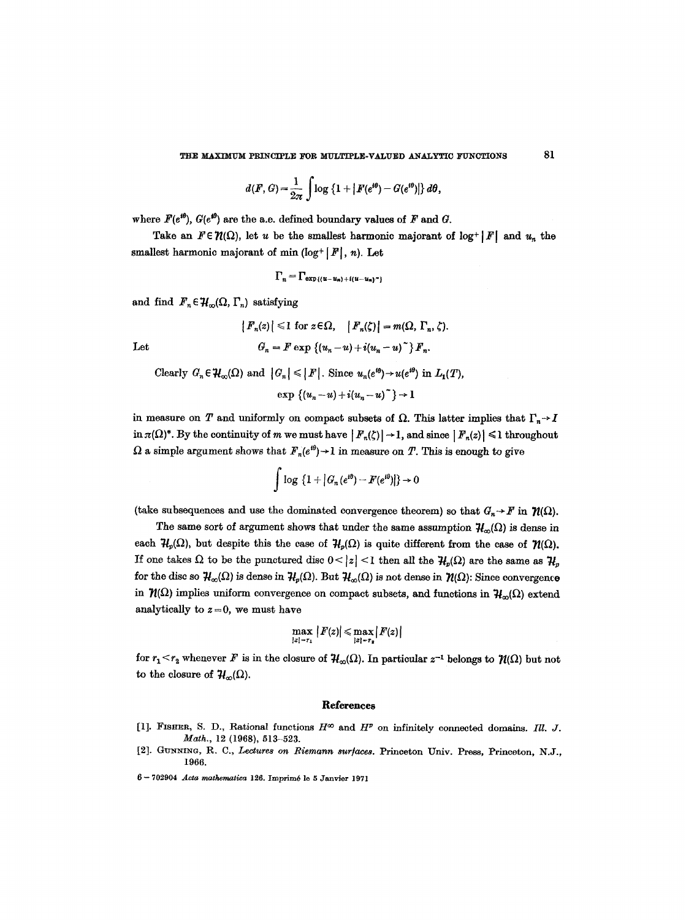$$d(F, G) = \frac{1}{2\pi} \int \log \{1 + |F(e^{i\theta}) - G(e^{i\theta})|\} \, d\theta,$$

where $F(e^{i\theta})$, $G(e^{i\theta})$ are the a.e. defined boundary values of $F$ and $G$.

Take an $F \in \mathcal{N}(\Omega)$, let $u$ be the smallest harmonic majorant of $\log^+ |F|$ and $u_n$ the smallest harmonic majorant of min $(\log^+ |F|, n)$. Let

$$\Gamma_n = \Gamma_{\exp\{(u-u_n)+i(u-u_n)^\sim\}}$$

and find $F_n \in \mathcal{H}_\infty(\Omega, \Gamma_n)$ satisfying

$$|F_n(z)| \leq 1 \text{ for } z \in \Omega, \quad |F_n(\zeta)| = m(\Omega, \Gamma_n, \zeta).$$

Let

$$G_n = F \exp\{(u_n - u) + i(u_n - u)^\sim\} F_n.$$

Clearly $G_n \in \mathcal{H}_\infty(\Omega)$ and $|G_n| \leq |F|$. Since $u_n(e^{i\theta}) \to u(e^{i\theta})$ in $L_1(T)$,

$$\exp\{(u_n - u) + i(u_n - u)^\sim\} \to 1$$

in measure on $T$ and uniformly on compact subsets of $\Omega$. This latter implies that $\Gamma_n \to I$ in $\pi(\Omega)^*$. By the continuity of $m$ we must have $|F_n(\zeta)| \to 1$, and since $|F_n(z)| \leq 1$ throughout $\Omega$ a simple argument shows that $F_n(e^{i\theta}) \to 1$ in measure on $T$. This is enough to give

$$\int \log \{1 + |G_n(e^{i\theta}) - F(e^{i\theta})|\} \to 0$$

(take subsequences and use the dominated convergence theorem) so that $G_n \to F$ in $\mathcal{N}(\Omega)$.

The same sort of argument shows that under the same assumption $\mathcal{H}_\infty(\Omega)$ is dense in each $\mathcal{H}_p(\Omega)$, but despite this the case of $\mathcal{H}_p(\Omega)$ is quite different from the case of $\mathcal{N}(\Omega)$. If one takes $\Omega$ to be the punctured disc $0 < |z| < 1$ then all the $\mathcal{H}_p(\Omega)$ are the same as $\mathcal{H}_p$ for the disc so $\mathcal{H}_\infty(\Omega)$ is dense in $\mathcal{H}_p(\Omega)$. But $\mathcal{H}_\infty(\Omega)$ is not dense in $\mathcal{N}(\Omega)$: Since convergence in $\mathcal{N}(\Omega)$ implies uniform convergence on compact subsets, and functions in $\mathcal{H}_\infty(\Omega)$ extend analytically to $z = 0$, we must have

$$\max_{|z|=r_1} |F(z)| \leq \max_{|z|=r_2} |F(z)|$$

for $r_1 < r_2$ whenever $F$ is in the closure of $\mathcal{H}_\infty(\Omega)$. In particular $z^{-1}$ belongs to $\mathcal{N}(\Omega)$ but not to the closure of $\mathcal{H}_\infty(\Omega)$.

## References

[1]. Fisher, S. D., Rational functions $H^\infty$ and $H^p$ on infinitely connected domains. *Ill. J. Math.*, 12 (1968), 513–523.

[2]. Gunning, R. C., *Lectures on Riemann surfaces*. Princeton Univ. Press, Princeton, N.J., 1966.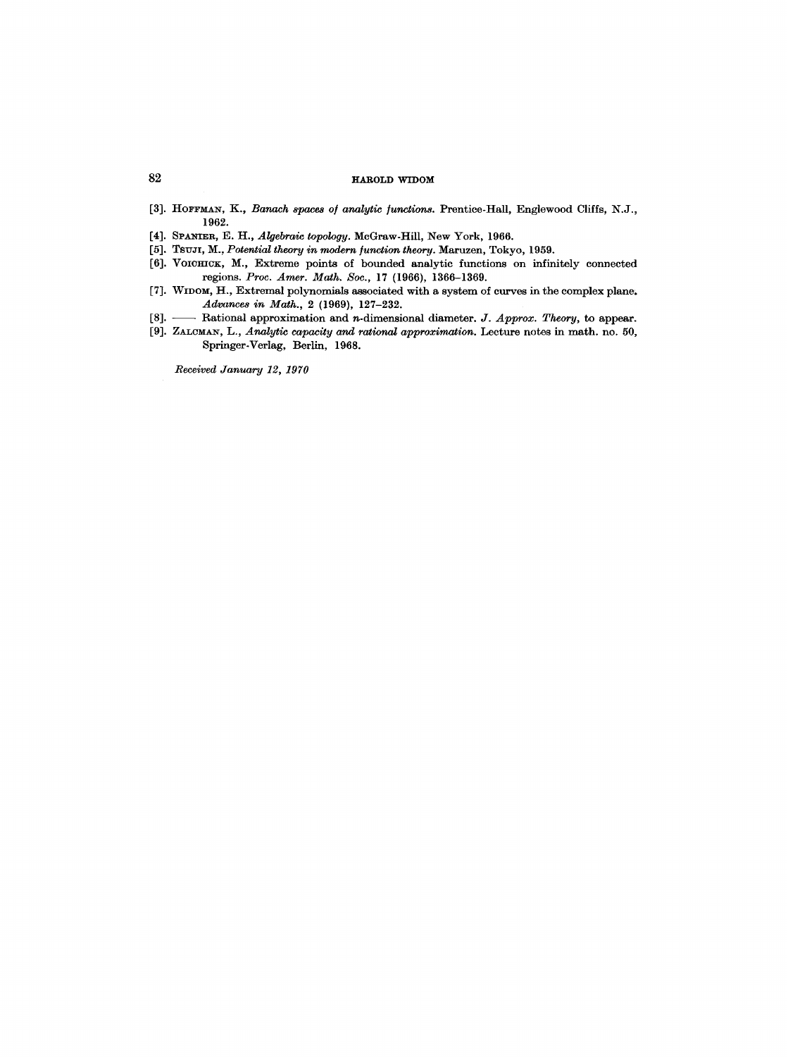[3]. HOFFMAN, K., *Banach spaces of analytic functions*. Prentice-Hall, Englewood Cliffs, N.J., 1962.

[4]. SPANIER, E. H., *Algebraic topology*. McGraw-Hill, New York, 1966.

[5]. TSUJI, M., *Potential theory in modern function theory*. Maruzen, Tokyo, 1959.

[6]. VOICHICK, M., Extreme points of bounded analytic functions on infinitely connected regions. *Proc. Amer. Math. Soc.*, 17 (1966), 1366–1369.

[7]. WIDOM, H., Extremal polynomials associated with a system of curves in the complex plane. *Advances in Math.*, 2 (1969), 127–232.

[8]. —— Rational approximation and $n$-dimensional diameter. *J. Approx. Theory*, to appear.

[9]. ZALCMAN, L., *Analytic capacity and rational approximation*. Lecture notes in math. no. 50, Springer-Verlag, Berlin, 1968.

*Received January 12, 1970*